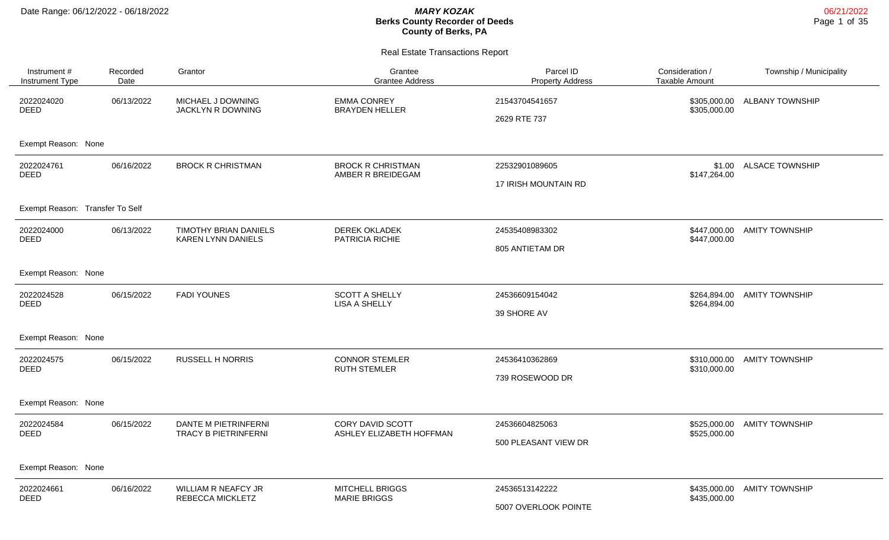# MARY KOZAK
## Berks County Recorder of Deeds
## County of Berks, PA

Date Range: 06/12/2022 - 06/18/2022

06/21/2022

### Real Estate Transactions Report

| Instrument # / Instrument Type | Recorded Date | Grantor | Grantee / Grantee Address | Parcel ID / Property Address | Consideration / Taxable Amount | Township / Municipality |
|---|---|---|---|---|---|---|
| 2022024020 DEED | 06/13/2022 | MICHAEL J DOWNING JACKLYN R DOWNING | EMMA CONREY BRAYDEN HELLER | 21543704541657 2629 RTE 737 | $305,000.00 $305,000.00 | ALBANY TOWNSHIP |
| Exempt Reason: None | | | | | | |
| 2022024761 DEED | 06/16/2022 | BROCK R CHRISTMAN | BROCK R CHRISTMAN AMBER R BREIDEGAM | 22532901089605 17 IRISH MOUNTAIN RD | $1.00 $147,264.00 | ALSACE TOWNSHIP |
| Exempt Reason: Transfer To Self | | | | | | |
| 2022024000 DEED | 06/13/2022 | TIMOTHY BRIAN DANIELS KAREN LYNN DANIELS | DEREK OKLADEK PATRICIA RICHIE | 24535408983302 805 ANTIETAM DR | $447,000.00 $447,000.00 | AMITY TOWNSHIP |
| Exempt Reason: None | | | | | | |
| 2022024528 DEED | 06/15/2022 | FADI YOUNES | SCOTT A SHELLY LISA A SHELLY | 24536609154042 39 SHORE AV | $264,894.00 $264,894.00 | AMITY TOWNSHIP |
| Exempt Reason: None | | | | | | |
| 2022024575 DEED | 06/15/2022 | RUSSELL H NORRIS | CONNOR STEMLER RUTH STEMLER | 24536410362869 739 ROSEWOOD DR | $310,000.00 $310,000.00 | AMITY TOWNSHIP |
| Exempt Reason: None | | | | | | |
| 2022024584 DEED | 06/15/2022 | DANTE M PIETRINFERNI TRACY B PIETRINFERNI | CORY DAVID SCOTT ASHLEY ELIZABETH HOFFMAN | 24536604825063 500 PLEASANT VIEW DR | $525,000.00 $525,000.00 | AMITY TOWNSHIP |
| Exempt Reason: None | | | | | | |
| 2022024661 DEED | 06/16/2022 | WILLIAM R NEAFCY JR REBECCA MICKLETZ | MITCHELL BRIGGS MARIE BRIGGS | 24536513142222 5007 OVERLOOK POINTE | $435,000.00 $435,000.00 | AMITY TOWNSHIP |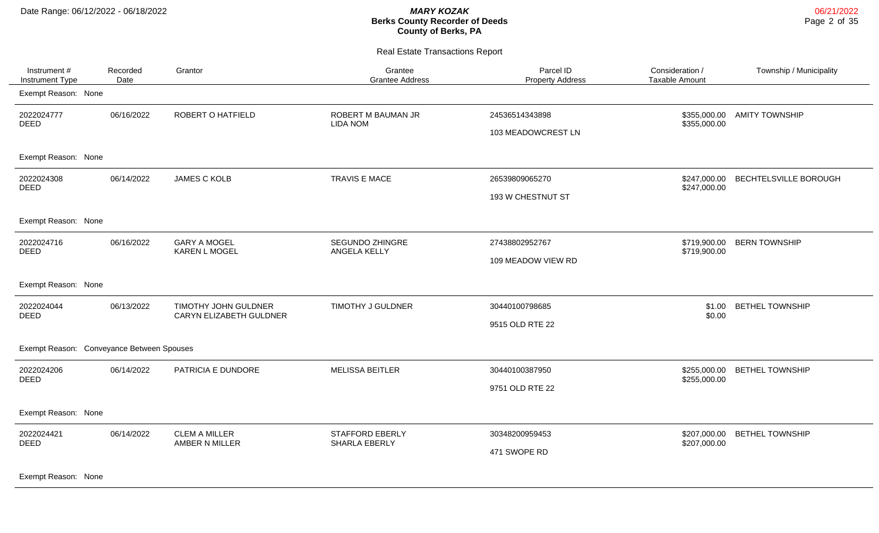Date Range: 06/12/2022 - 06/18/2022

***MARY KOZAK***
**Berks County Recorder of Deeds**
**County of Berks, PA**

06/21/2022

Real Estate Transactions Report

| Instrument # / Instrument Type | Recorded Date | Grantor | Grantee / Grantee Address | Parcel ID / Property Address | Consideration / Taxable Amount | Township / Municipality |
|---|---|---|---|---|---|---|
| Exempt Reason: None | | | | | | |
| 2022024777 DEED | 06/16/2022 | ROBERT O HATFIELD | ROBERT M BAUMAN JR LIDA NOM | 24536514343898 103 MEADOWCREST LN | $355,000.00 $355,000.00 | AMITY TOWNSHIP |
| Exempt Reason: None | | | | | | |
| 2022024308 DEED | 06/14/2022 | JAMES C KOLB | TRAVIS E MACE | 26539809065270 193 W CHESTNUT ST | $247,000.00 $247,000.00 | BECHTELSVILLE BOROUGH |
| Exempt Reason: None | | | | | | |
| 2022024716 DEED | 06/16/2022 | GARY A MOGEL KAREN L MOGEL | SEGUNDO ZHINGRE ANGELA KELLY | 27438802952767 109 MEADOW VIEW RD | $719,900.00 $719,900.00 | BERN TOWNSHIP |
| Exempt Reason: None | | | | | | |
| 2022024044 DEED | 06/13/2022 | TIMOTHY JOHN GULDNER CARYN ELIZABETH GULDNER | TIMOTHY J GULDNER | 30440100798685 9515 OLD RTE 22 | $1.00 $0.00 | BETHEL TOWNSHIP |
| Exempt Reason: Conveyance Between Spouses | | | | | | |
| 2022024206 DEED | 06/14/2022 | PATRICIA E DUNDORE | MELISSA BEITLER | 30440100387950 9751 OLD RTE 22 | $255,000.00 $255,000.00 | BETHEL TOWNSHIP |
| Exempt Reason: None | | | | | | |
| 2022024421 DEED | 06/14/2022 | CLEM A MILLER AMBER N MILLER | STAFFORD EBERLY SHARLA EBERLY | 30348200959453 471 SWOPE RD | $207,000.00 $207,000.00 | BETHEL TOWNSHIP |
| Exempt Reason: None | | | | | | |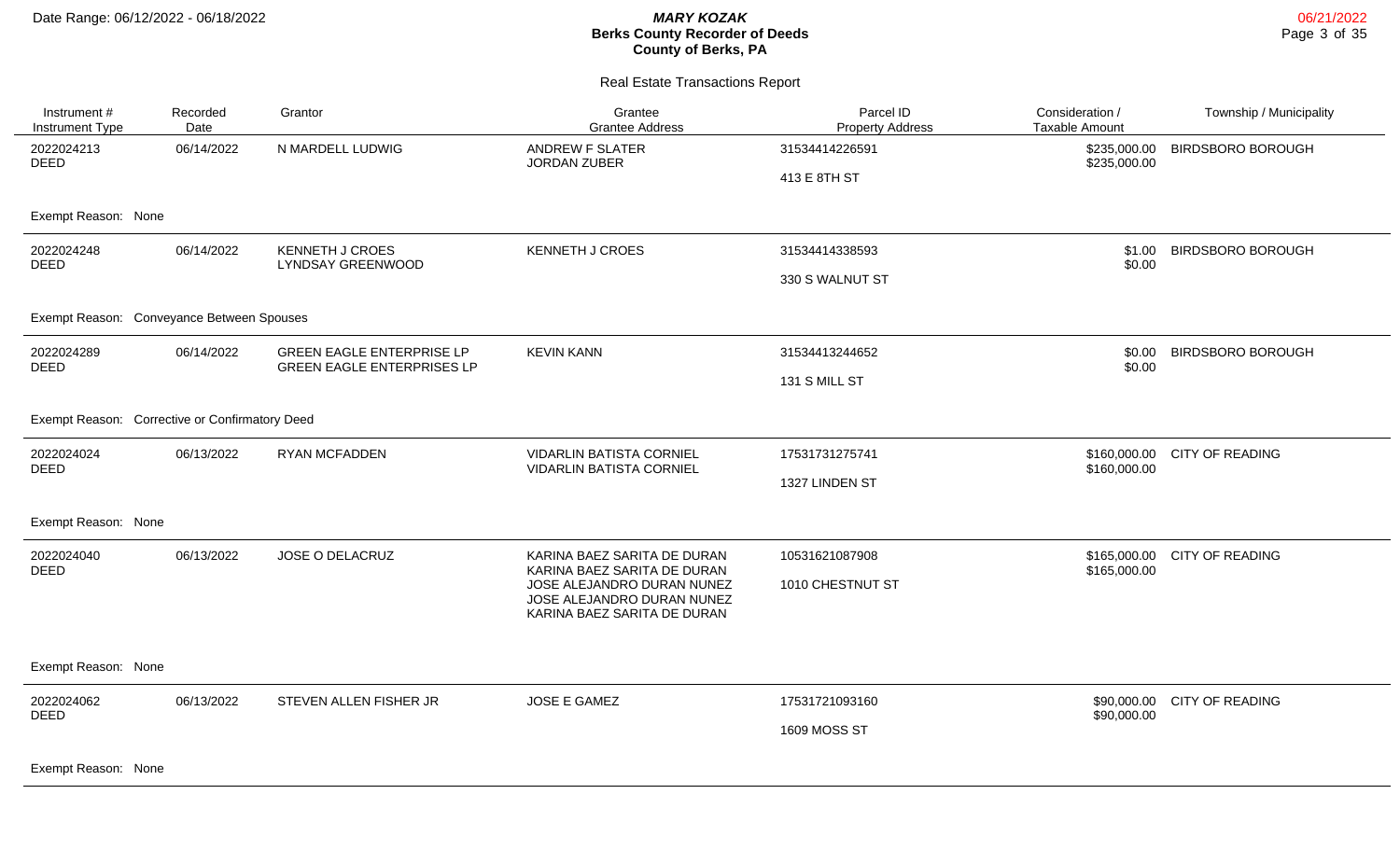# MARY KOZAK
## Berks County Recorder of Deeds
## County of Berks, PA

Date Range: 06/12/2022 - 06/18/2022

06/21/2022

### Real Estate Transactions Report

| Instrument # / Instrument Type | Recorded Date | Grantor | Grantee / Grantee Address | Parcel ID / Property Address | Consideration / Taxable Amount | Township / Municipality |
|---|---|---|---|---|---|---|
| 2022024213 DEED | 06/14/2022 | N MARDELL LUDWIG | ANDREW F SLATER<br>JORDAN ZUBER | 31534414226591<br>413 E 8TH ST | $235,000.00<br>$235,000.00 | BIRDSBORO BOROUGH |
| Exempt Reason: None | | | | | | |
| 2022024248 DEED | 06/14/2022 | KENNETH J CROES<br>LYNDSAY GREENWOOD | KENNETH J CROES | 31534414338593<br>330 S WALNUT ST | $1.00<br>$0.00 | BIRDSBORO BOROUGH |
| Exempt Reason: Conveyance Between Spouses | | | | | | |
| 2022024289 DEED | 06/14/2022 | GREEN EAGLE ENTERPRISE LP<br>GREEN EAGLE ENTERPRISES LP | KEVIN KANN | 31534413244652<br>131 S MILL ST | $0.00<br>$0.00 | BIRDSBORO BOROUGH |
| Exempt Reason: Corrective or Confirmatory Deed | | | | | | |
| 2022024024 DEED | 06/13/2022 | RYAN MCFADDEN | VIDARLIN BATISTA CORNIEL<br>VIDARLIN BATISTA CORNIEL | 17531731275741<br>1327 LINDEN ST | $160,000.00<br>$160,000.00 | CITY OF READING |
| Exempt Reason: None | | | | | | |
| 2022024040 DEED | 06/13/2022 | JOSE O DELACRUZ | KARINA BAEZ SARITA DE DURAN<br>KARINA BAEZ SARITA DE DURAN<br>JOSE ALEJANDRO DURAN NUNEZ<br>JOSE ALEJANDRO DURAN NUNEZ<br>KARINA BAEZ SARITA DE DURAN | 10531621087908<br>1010 CHESTNUT ST | $165,000.00<br>$165,000.00 | CITY OF READING |
| Exempt Reason: None | | | | | | |
| 2022024062 DEED | 06/13/2022 | STEVEN ALLEN FISHER JR | JOSE E GAMEZ | 17531721093160<br>1609 MOSS ST | $90,000.00<br>$90,000.00 | CITY OF READING |
| Exempt Reason: None | | | | | | |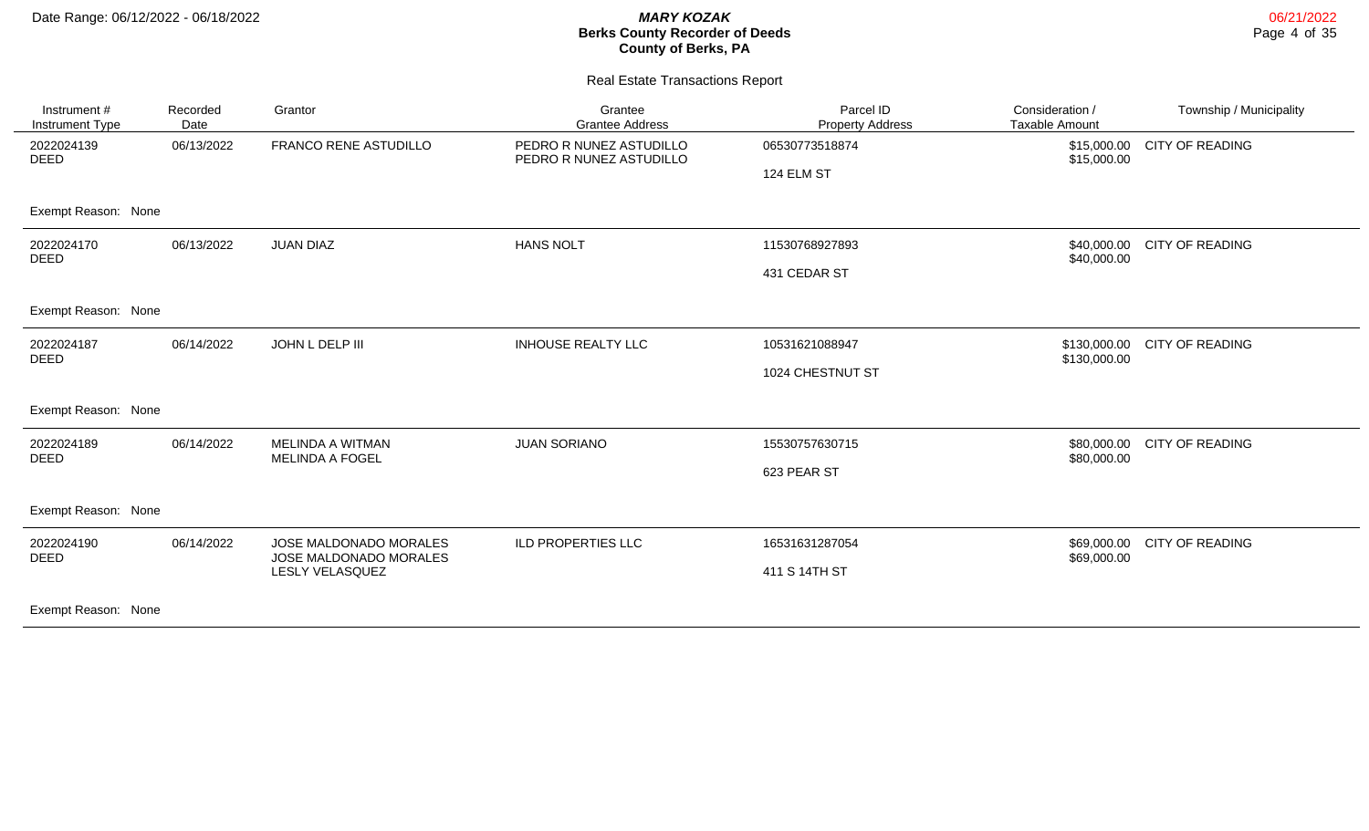Date Range: 06/12/2022 - 06/18/2022

***MARY KOZAK***
**Berks County Recorder of Deeds**
**County of Berks, PA**

06/21/2022

## Real Estate Transactions Report

| Instrument # / Instrument Type | Recorded Date | Grantor | Grantee / Grantee Address | Parcel ID / Property Address | Consideration / Taxable Amount | Township / Municipality |
|---|---|---|---|---|---|---|
| 2022024139 DEED | 06/13/2022 | FRANCO RENE ASTUDILLO | PEDRO R NUNEZ ASTUDILLO PEDRO R NUNEZ ASTUDILLO | 06530773518874 124 ELM ST | $15,000.00 $15,000.00 | CITY OF READING |
| Exempt Reason: None | | | | | | |
| 2022024170 DEED | 06/13/2022 | JUAN DIAZ | HANS NOLT | 11530768927893 431 CEDAR ST | $40,000.00 $40,000.00 | CITY OF READING |
| Exempt Reason: None | | | | | | |
| 2022024187 DEED | 06/14/2022 | JOHN L DELP III | INHOUSE REALTY LLC | 10531621088947 1024 CHESTNUT ST | $130,000.00 $130,000.00 | CITY OF READING |
| Exempt Reason: None | | | | | | |
| 2022024189 DEED | 06/14/2022 | MELINDA A WITMAN MELINDA A FOGEL | JUAN SORIANO | 15530757630715 623 PEAR ST | $80,000.00 $80,000.00 | CITY OF READING |
| Exempt Reason: None | | | | | | |
| 2022024190 DEED | 06/14/2022 | JOSE MALDONADO MORALES JOSE MALDONADO MORALES LESLY VELASQUEZ | ILD PROPERTIES LLC | 16531631287054 411 S 14TH ST | $69,000.00 $69,000.00 | CITY OF READING |
| Exempt Reason: None | | | | | | |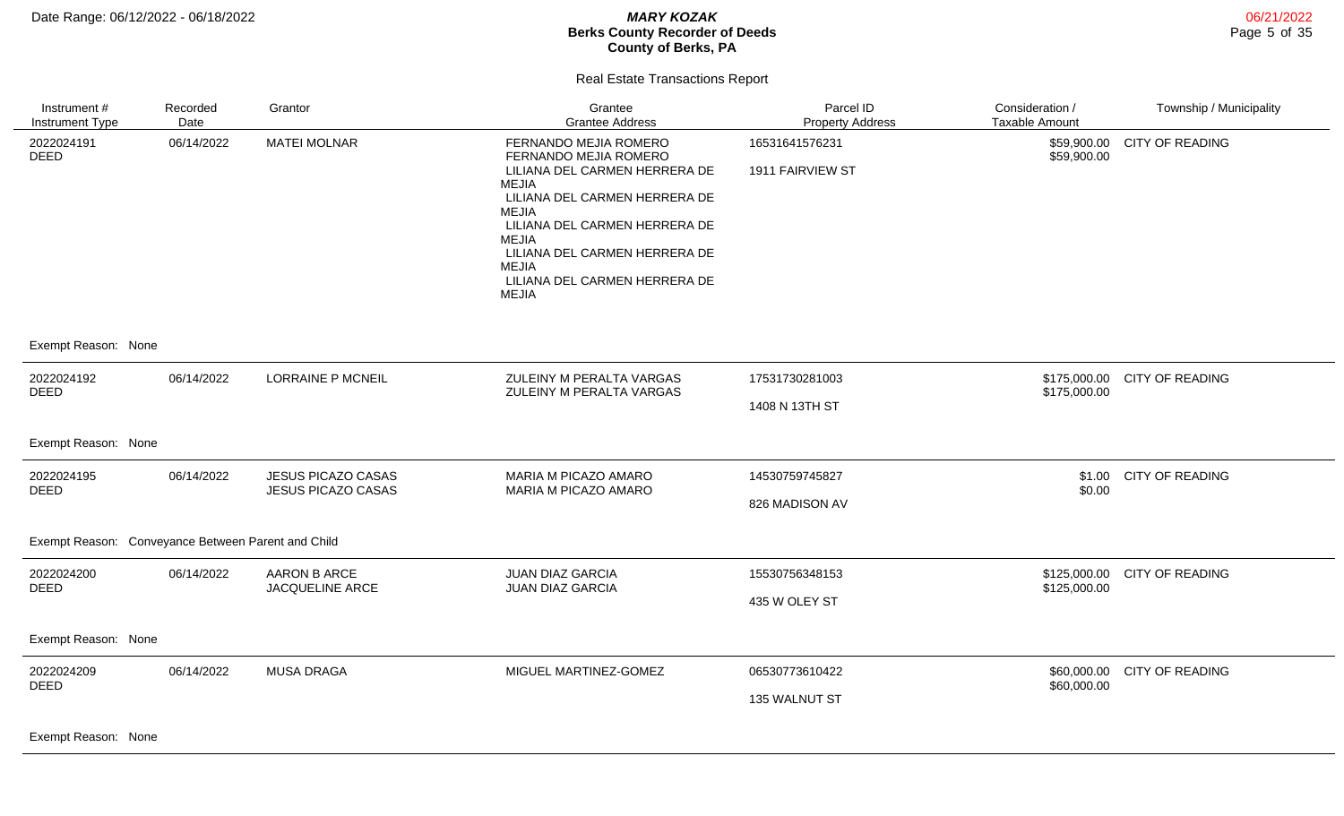Date Range: 06/12/2022 - 06/18/2022

***MARY KOZAK***
**Berks County Recorder of Deeds**
**County of Berks, PA**

06/21/2022

## Real Estate Transactions Report

| Instrument # / Instrument Type | Recorded Date | Grantor | Grantee / Grantee Address | Parcel ID / Property Address | Consideration / Taxable Amount | Township / Municipality |
|---|---|---|---|---|---|---|
| 2022024191 DEED | 06/14/2022 | MATEI MOLNAR | FERNANDO MEJIA ROMERO<br>FERNANDO MEJIA ROMERO<br>LILIANA DEL CARMEN HERRERA DE MEJIA<br>LILIANA DEL CARMEN HERRERA DE MEJIA<br>LILIANA DEL CARMEN HERRERA DE MEJIA<br>LILIANA DEL CARMEN HERRERA DE MEJIA<br>LILIANA DEL CARMEN HERRERA DE MEJIA | 16531641576231<br>1911 FAIRVIEW ST | $59,900.00<br>$59,900.00 | CITY OF READING |
| Exempt Reason: None | | | | | | |
| 2022024192 DEED | 06/14/2022 | LORRAINE P MCNEIL | ZULEINY M PERALTA VARGAS<br>ZULEINY M PERALTA VARGAS | 17531730281003<br>1408 N 13TH ST | $175,000.00<br>$175,000.00 | CITY OF READING |
| Exempt Reason: None | | | | | | |
| 2022024195 DEED | 06/14/2022 | JESUS PICAZO CASAS<br>JESUS PICAZO CASAS | MARIA M PICAZO AMARO<br>MARIA M PICAZO AMARO | 14530759745827<br>826 MADISON AV | $1.00<br>$0.00 | CITY OF READING |
| Exempt Reason: Conveyance Between Parent and Child | | | | | | |
| 2022024200 DEED | 06/14/2022 | AARON B ARCE<br>JACQUELINE ARCE | JUAN DIAZ GARCIA<br>JUAN DIAZ GARCIA | 15530756348153<br>435 W OLEY ST | $125,000.00<br>$125,000.00 | CITY OF READING |
| Exempt Reason: None | | | | | | |
| 2022024209 DEED | 06/14/2022 | MUSA DRAGA | MIGUEL MARTINEZ-GOMEZ | 06530773610422<br>135 WALNUT ST | $60,000.00<br>$60,000.00 | CITY OF READING |
| Exempt Reason: None | | | | | | |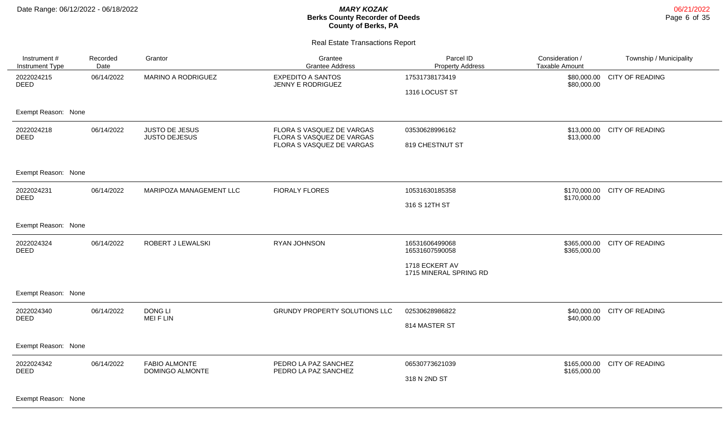# Real Estate Transactions Report

| Instrument # / Instrument Type | Recorded Date | Grantor | Grantee / Grantee Address | Parcel ID / Property Address | Consideration / Taxable Amount | Township / Municipality |
|---|---|---|---|---|---|---|
| 2022024215 DEED | 06/14/2022 | MARINO A RODRIGUEZ | EXPEDITO A SANTOS<br>JENNY E RODRIGUEZ | 17531738173419<br>1316 LOCUST ST | $80,000.00<br>$80,000.00 | CITY OF READING |
| Exempt Reason: None | | | | | | |
| 2022024218 DEED | 06/14/2022 | JUSTO DE JESUS<br>JUSTO DEJESUS | FLORA S VASQUEZ DE VARGAS<br>FLORA S VASQUEZ DE VARGAS<br>FLORA S VASQUEZ DE VARGAS | 03530628996162<br>819 CHESTNUT ST | $13,000.00<br>$13,000.00 | CITY OF READING |
| Exempt Reason: None | | | | | | |
| 2022024231 DEED | 06/14/2022 | MARIPOZA MANAGEMENT LLC | FIORALY FLORES | 10531630185358<br>316 S 12TH ST | $170,000.00<br>$170,000.00 | CITY OF READING |
| Exempt Reason: None | | | | | | |
| 2022024324 DEED | 06/14/2022 | ROBERT J LEWALSKI | RYAN JOHNSON | 16531606499068<br>16531607590058<br>1718 ECKERT AV<br>1715 MINERAL SPRING RD | $365,000.00<br>$365,000.00 | CITY OF READING |
| Exempt Reason: None | | | | | | |
| 2022024340 DEED | 06/14/2022 | DONG LI<br>MEI F LIN | GRUNDY PROPERTY SOLUTIONS LLC | 02530628986822<br>814 MASTER ST | $40,000.00<br>$40,000.00 | CITY OF READING |
| Exempt Reason: None | | | | | | |
| 2022024342 DEED | 06/14/2022 | FABIO ALMONTE<br>DOMINGO ALMONTE | PEDRO LA PAZ SANCHEZ<br>PEDRO LA PAZ SANCHEZ | 06530773621039<br>318 N 2ND ST | $165,000.00<br>$165,000.00 | CITY OF READING |
| Exempt Reason: None | | | | | | |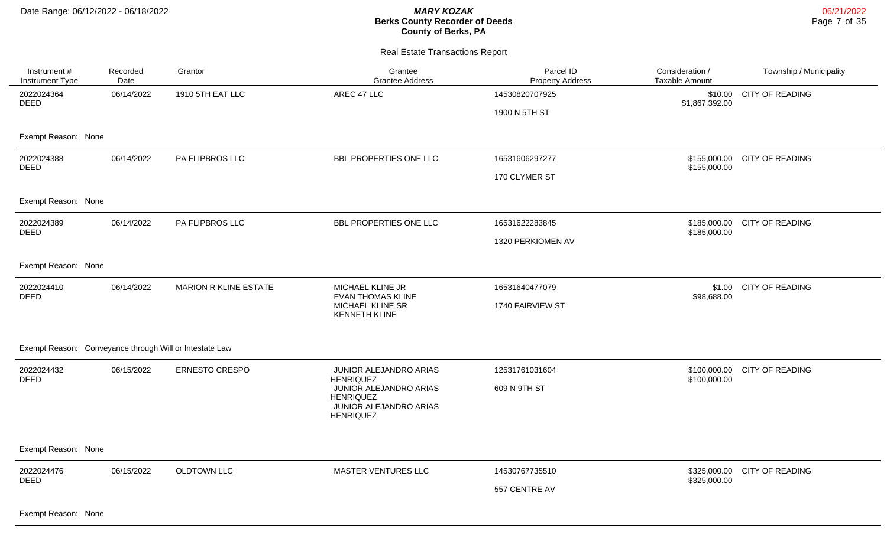# Berks County Recorder of Deeds

**MARY KOZAK**
County of Berks, PA

Date Range: 06/12/2022 - 06/18/2022

06/21/2022

## Real Estate Transactions Report

| Instrument # / Instrument Type | Recorded Date | Grantor | Grantee / Grantee Address | Parcel ID / Property Address | Consideration / Taxable Amount | Township / Municipality |
|---|---|---|---|---|---|---|
| 2022024364 DEED | 06/14/2022 | 1910 5TH EAT LLC | AREC 47 LLC | 14530820707925 1900 N 5TH ST | $10.00 $1,867,392.00 | CITY OF READING |
| Exempt Reason: None | | | | | | |
| 2022024388 DEED | 06/14/2022 | PA FLIPBROS LLC | BBL PROPERTIES ONE LLC | 16531606297277 170 CLYMER ST | $155,000.00 $155,000.00 | CITY OF READING |
| Exempt Reason: None | | | | | | |
| 2022024389 DEED | 06/14/2022 | PA FLIPBROS LLC | BBL PROPERTIES ONE LLC | 16531622283845 1320 PERKIOMEN AV | $185,000.00 $185,000.00 | CITY OF READING |
| Exempt Reason: None | | | | | | |
| 2022024410 DEED | 06/14/2022 | MARION R KLINE ESTATE | MICHAEL KLINE JR EVAN THOMAS KLINE MICHAEL KLINE SR KENNETH KLINE | 16531640477079 1740 FAIRVIEW ST | $1.00 $98,688.00 | CITY OF READING |
| Exempt Reason: Conveyance through Will or Intestate Law | | | | | | |
| 2022024432 DEED | 06/15/2022 | ERNESTO CRESPO | JUNIOR ALEJANDRO ARIAS HENRIQUEZ JUNIOR ALEJANDRO ARIAS HENRIQUEZ JUNIOR ALEJANDRO ARIAS HENRIQUEZ | 12531761031604 609 N 9TH ST | $100,000.00 $100,000.00 | CITY OF READING |
| Exempt Reason: None | | | | | | |
| 2022024476 DEED | 06/15/2022 | OLDTOWN LLC | MASTER VENTURES LLC | 14530767735510 557 CENTRE AV | $325,000.00 $325,000.00 | CITY OF READING |
| Exempt Reason: None | | | | | | |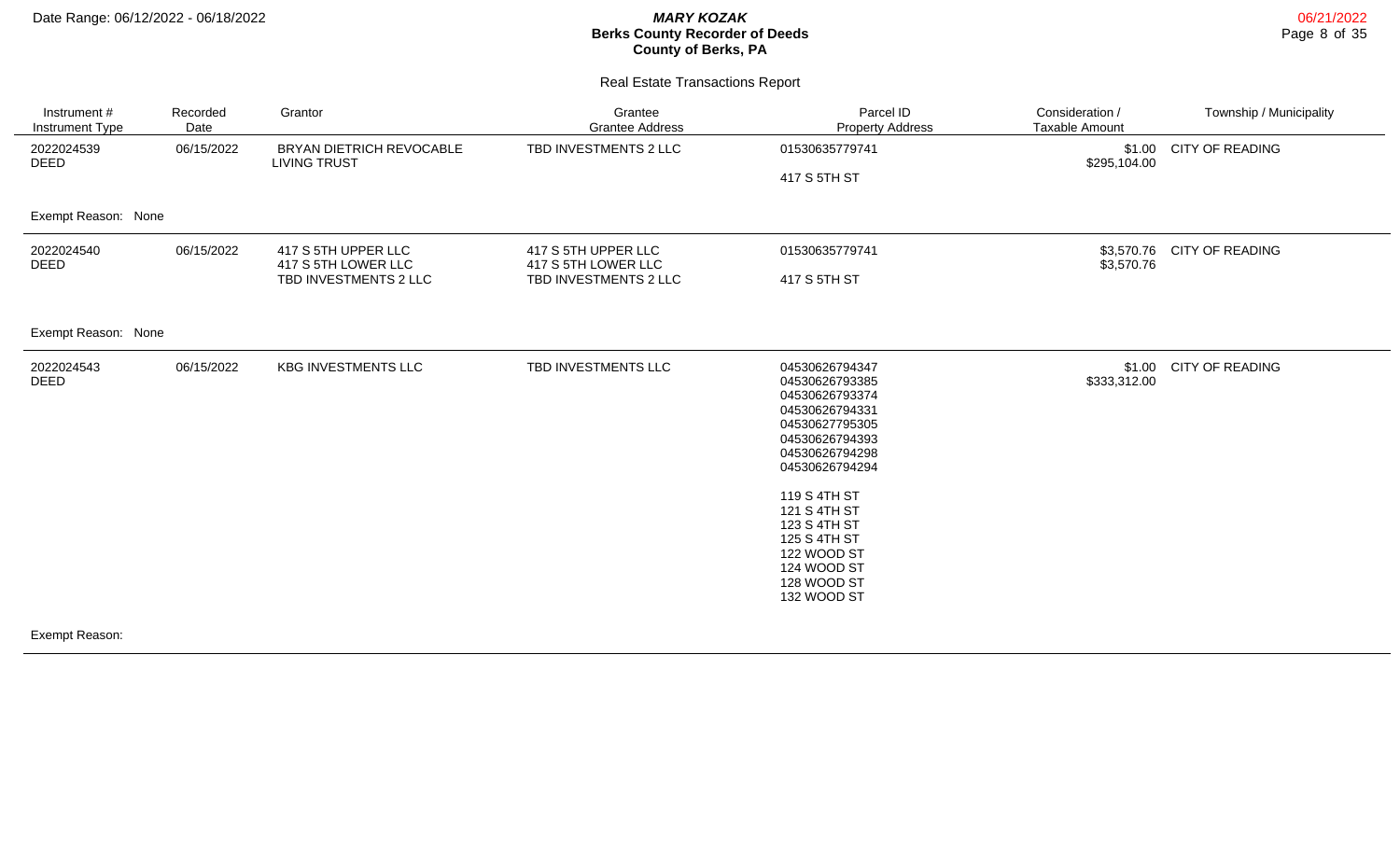**MARY KOZAK**
**Berks County Recorder of Deeds**
**County of Berks, PA**

Date Range: 06/12/2022 - 06/18/2022

06/21/2022

## Real Estate Transactions Report

| Instrument # Instrument Type | Recorded Date | Grantor | Grantee Grantee Address | Parcel ID Property Address | Consideration / Taxable Amount | Township / Municipality |
|---|---|---|---|---|---|---|
| 2022024539 DEED | 06/15/2022 | BRYAN DIETRICH REVOCABLE LIVING TRUST | TBD INVESTMENTS 2 LLC | 01530635779741<br><br>417 S 5TH ST | $1.00<br>$295,104.00 | CITY OF READING |
| Exempt Reason: None | | | | | | |
| 2022024540 DEED | 06/15/2022 | 417 S 5TH UPPER LLC<br>417 S 5TH LOWER LLC<br>TBD INVESTMENTS 2 LLC | 417 S 5TH UPPER LLC<br>417 S 5TH LOWER LLC<br>TBD INVESTMENTS 2 LLC | 01530635779741<br><br>417 S 5TH ST | $3,570.76<br>$3,570.76 | CITY OF READING |
| Exempt Reason: None | | | | | | |
| 2022024543 DEED | 06/15/2022 | KBG INVESTMENTS LLC | TBD INVESTMENTS LLC | 04530626794347<br>04530626793385<br>04530626793374<br>04530626794331<br>04530627795305<br>04530626794393<br>04530626794298<br>04530626794294<br><br>119 S 4TH ST<br>121 S 4TH ST<br>123 S 4TH ST<br>125 S 4TH ST<br>122 WOOD ST<br>124 WOOD ST<br>128 WOOD ST<br>132 WOOD ST | $1.00<br>$333,312.00 | CITY OF READING |
| Exempt Reason: | | | | | | |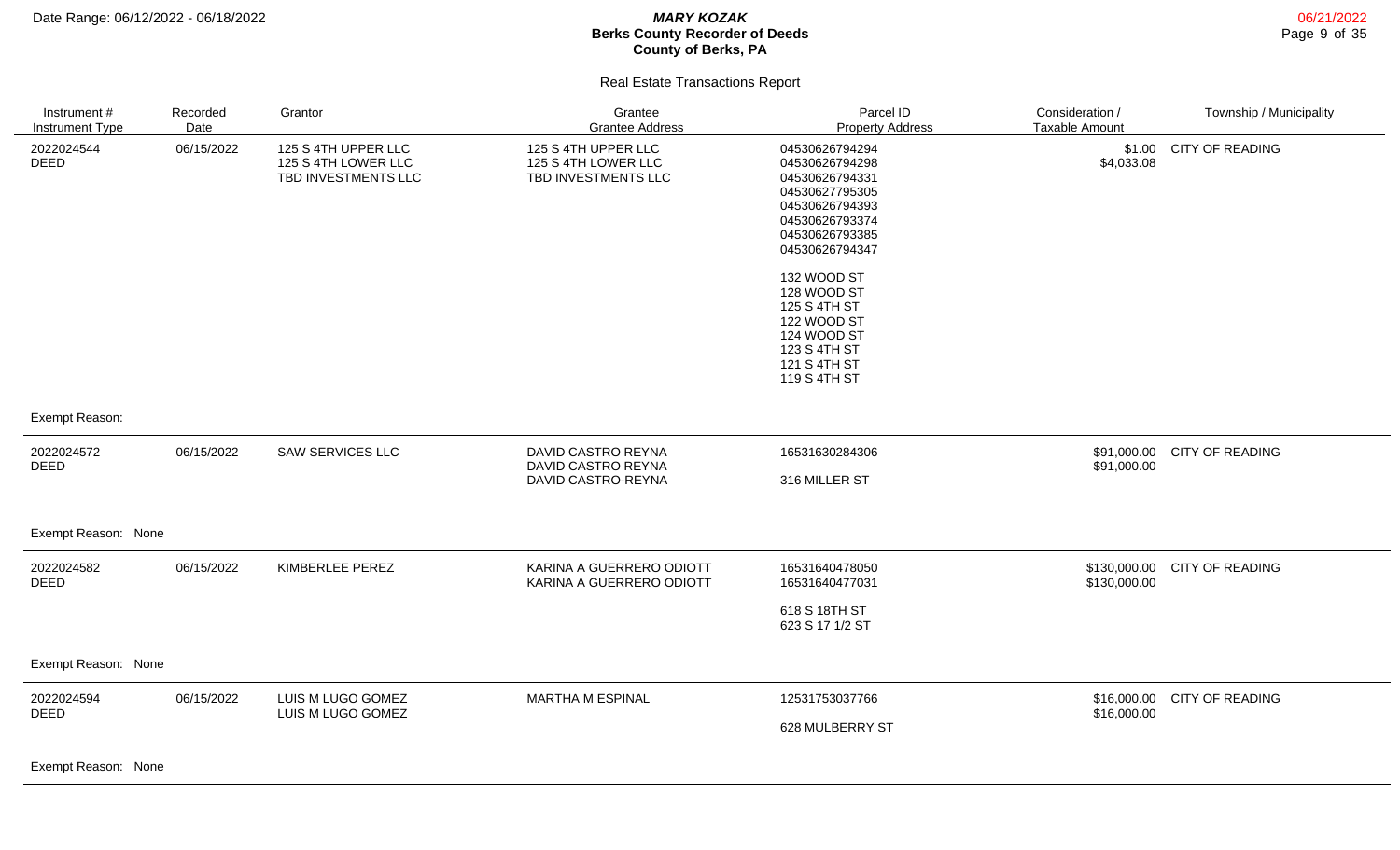**MARY KOZAK**
**Berks County Recorder of Deeds**
**County of Berks, PA**

Date Range: 06/12/2022 - 06/18/2022

06/21/2022

Real Estate Transactions Report

| Instrument # / Instrument Type | Recorded Date | Grantor | Grantee / Grantee Address | Parcel ID / Property Address | Consideration / Taxable Amount | Township / Municipality |
|---|---|---|---|---|---|---|
| 2022024544 DEED | 06/15/2022 | 125 S 4TH UPPER LLC<br>125 S 4TH LOWER LLC<br>TBD INVESTMENTS LLC | 125 S 4TH UPPER LLC<br>125 S 4TH LOWER LLC<br>TBD INVESTMENTS LLC | 04530626794294<br>04530626794298<br>04530626794331<br>04530627795305<br>04530626794393<br>04530626793374<br>04530626793385<br>04530626794347<br><br>132 WOOD ST<br>128 WOOD ST<br>125 S 4TH ST<br>122 WOOD ST<br>124 WOOD ST<br>123 S 4TH ST<br>121 S 4TH ST<br>119 S 4TH ST | $1.00<br>$4,033.08 | CITY OF READING |
| Exempt Reason: | | | | | | |
| 2022024572 DEED | 06/15/2022 | SAW SERVICES LLC | DAVID CASTRO REYNA<br>DAVID CASTRO REYNA<br>DAVID CASTRO-REYNA | 16531630284306<br><br>316 MILLER ST | $91,000.00<br>$91,000.00 | CITY OF READING |
| Exempt Reason: None | | | | | | |
| 2022024582 DEED | 06/15/2022 | KIMBERLEE PEREZ | KARINA A GUERRERO ODIOTT<br>KARINA A GUERRERO ODIOTT | 16531640478050<br>16531640477031<br><br>618 S 18TH ST<br>623 S 17 1/2 ST | $130,000.00<br>$130,000.00 | CITY OF READING |
| Exempt Reason: None | | | | | | |
| 2022024594 DEED | 06/15/2022 | LUIS M LUGO GOMEZ<br>LUIS M LUGO GOMEZ | MARTHA M ESPINAL | 12531753037766<br><br>628 MULBERRY ST | $16,000.00<br>$16,000.00 | CITY OF READING |
| Exempt Reason: None | | | | | | |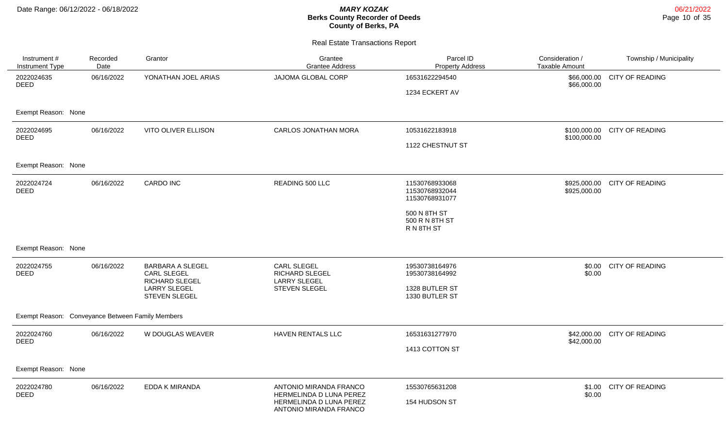Date Range: 06/12/2022 - 06/18/2022

# *MARY KOZAK*
## Berks County Recorder of Deeds
## County of Berks, PA

### Real Estate Transactions Report

| Instrument # / Instrument Type | Recorded Date | Grantor | Grantee / Grantee Address | Parcel ID / Property Address | Consideration / Taxable Amount | Township / Municipality |
|---|---|---|---|---|---|---|
| 2022024635 DEED | 06/16/2022 | YONATHAN JOEL ARIAS | JAJOMA GLOBAL CORP | 16531622294540<br>1234 ECKERT AV | $66,000.00<br>$66,000.00 | CITY OF READING |
| Exempt Reason: None | | | | | | |
| 2022024695 DEED | 06/16/2022 | VITO OLIVER ELLISON | CARLOS JONATHAN MORA | 10531622183918<br>1122 CHESTNUT ST | $100,000.00<br>$100,000.00 | CITY OF READING |
| Exempt Reason: None | | | | | | |
| 2022024724 DEED | 06/16/2022 | CARDO INC | READING 500 LLC | 11530768933068<br>11530768932044<br>11530768931077<br>500 N 8TH ST<br>500 R N 8TH ST<br>R N 8TH ST | $925,000.00<br>$925,000.00 | CITY OF READING |
| Exempt Reason: None | | | | | | |
| 2022024755 DEED | 06/16/2022 | BARBARA A SLEGEL<br>CARL SLEGEL<br>RICHARD SLEGEL<br>LARRY SLEGEL<br>STEVEN SLEGEL | CARL SLEGEL<br>RICHARD SLEGEL<br>LARRY SLEGEL<br>STEVEN SLEGEL | 19530738164976<br>19530738164992<br>1328 BUTLER ST<br>1330 BUTLER ST | $0.00<br>$0.00 | CITY OF READING |
| Exempt Reason: Conveyance Between Family Members | | | | | | |
| 2022024760 DEED | 06/16/2022 | W DOUGLAS WEAVER | HAVEN RENTALS LLC | 16531631277970<br>1413 COTTON ST | $42,000.00<br>$42,000.00 | CITY OF READING |
| Exempt Reason: None | | | | | | |
| 2022024780 DEED | 06/16/2022 | EDDA K MIRANDA | ANTONIO MIRANDA FRANCO<br>HERMELINDA D LUNA PEREZ<br>HERMELINDA D LUNA PEREZ<br>ANTONIO MIRANDA FRANCO | 15530765631208<br>154 HUDSON ST | $1.00<br>$0.00 | CITY OF READING |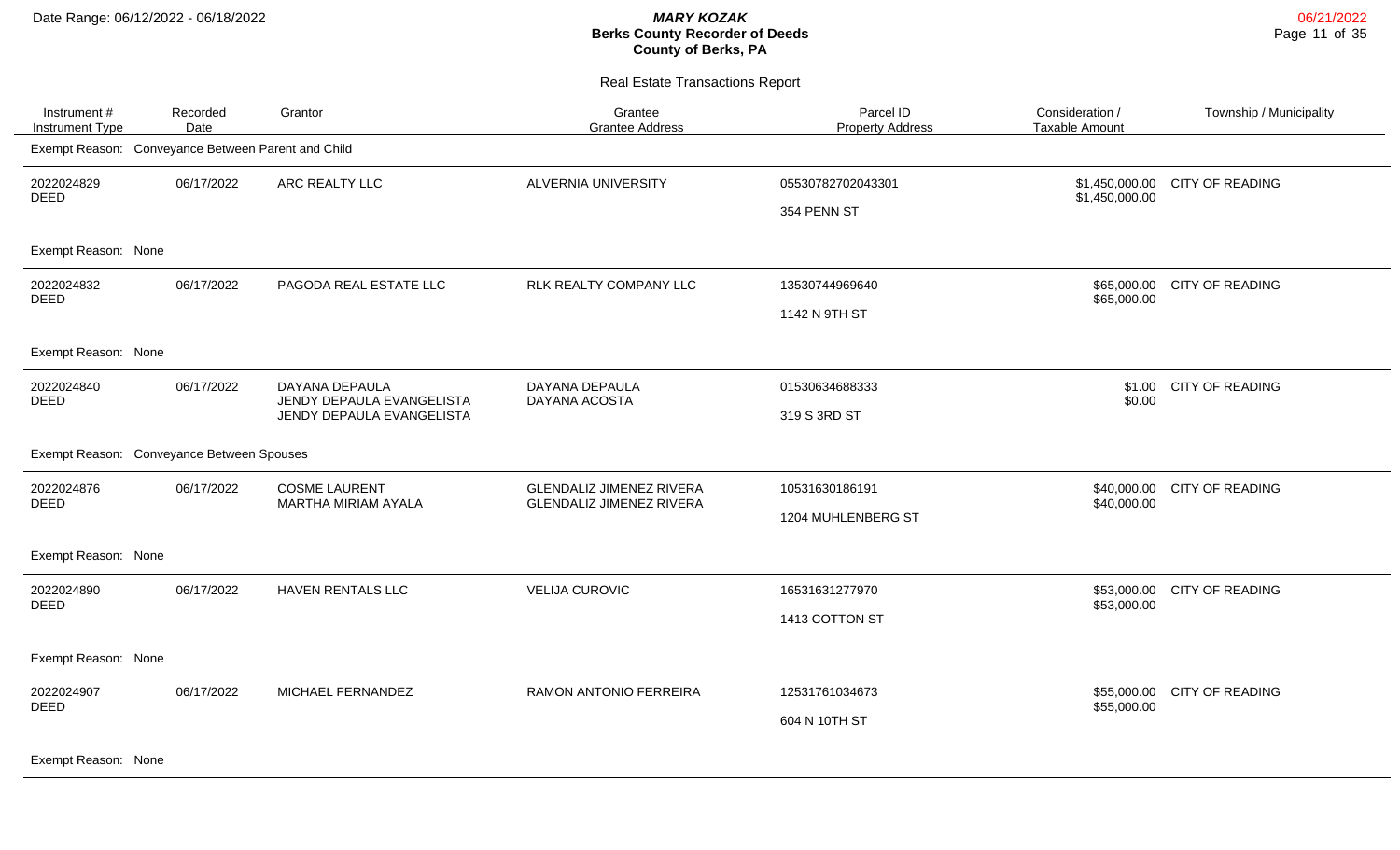# Berks County Recorder of Deeds

**MARY KOZAK**

**County of Berks, PA**

Date Range: 06/12/2022 - 06/18/2022

06/21/2022

## Real Estate Transactions Report

| Instrument # / Instrument Type | Recorded Date | Grantor | Grantee / Grantee Address | Parcel ID / Property Address | Consideration / Taxable Amount | Township / Municipality |
|---|---|---|---|---|---|---|
| Exempt Reason: Conveyance Between Parent and Child | | | | | | |
| 2022024829 DEED | 06/17/2022 | ARC REALTY LLC | ALVERNIA UNIVERSITY | 05530782702043301 354 PENN ST | $1,450,000.00 $1,450,000.00 | CITY OF READING |
| Exempt Reason: None | | | | | | |
| 2022024832 DEED | 06/17/2022 | PAGODA REAL ESTATE LLC | RLK REALTY COMPANY LLC | 13530744969640 1142 N 9TH ST | $65,000.00 $65,000.00 | CITY OF READING |
| Exempt Reason: None | | | | | | |
| 2022024840 DEED | 06/17/2022 | DAYANA DEPAULA JENDY DEPAULA EVANGELISTA JENDY DEPAULA EVANGELISTA | DAYANA DEPAULA DAYANA ACOSTA | 01530634688333 319 S 3RD ST | $1.00 $0.00 | CITY OF READING |
| Exempt Reason: Conveyance Between Spouses | | | | | | |
| 2022024876 DEED | 06/17/2022 | COSME LAURENT MARTHA MIRIAM AYALA | GLENDALIZ JIMENEZ RIVERA GLENDALIZ JIMENEZ RIVERA | 10531630186191 1204 MUHLENBERG ST | $40,000.00 $40,000.00 | CITY OF READING |
| Exempt Reason: None | | | | | | |
| 2022024890 DEED | 06/17/2022 | HAVEN RENTALS LLC | VELIJA CUROVIC | 16531631277970 1413 COTTON ST | $53,000.00 $53,000.00 | CITY OF READING |
| Exempt Reason: None | | | | | | |
| 2022024907 DEED | 06/17/2022 | MICHAEL FERNANDEZ | RAMON ANTONIO FERREIRA | 12531761034673 604 N 10TH ST | $55,000.00 $55,000.00 | CITY OF READING |
| Exempt Reason: None | | | | | | |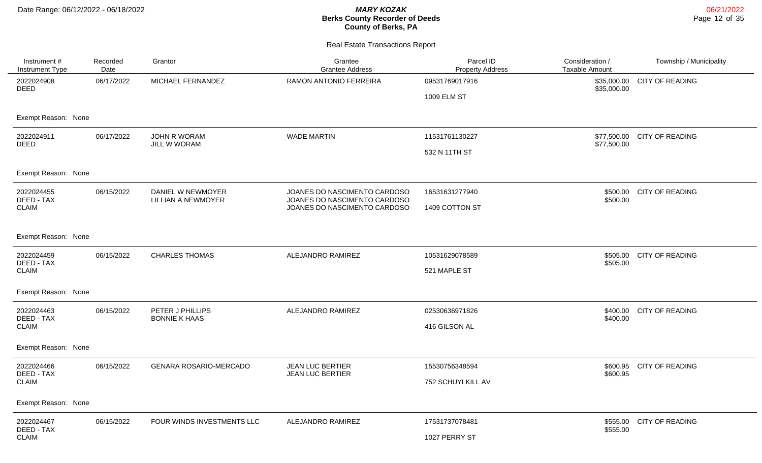# Berks County Recorder of Deeds

**MARY KOZAK**
County of Berks, PA

Date Range: 06/12/2022 - 06/18/2022

06/21/2022

## Real Estate Transactions Report

| Instrument # / Instrument Type | Recorded Date | Grantor | Grantee / Grantee Address | Parcel ID / Property Address | Consideration / Taxable Amount | Township / Municipality |
|---|---|---|---|---|---|---|
| 2022024908 DEED | 06/17/2022 | MICHAEL FERNANDEZ | RAMON ANTONIO FERREIRA | 09531769017916 1009 ELM ST | $35,000.00 $35,000.00 | CITY OF READING |
| Exempt Reason: None | | | | | | |
| 2022024911 DEED | 06/17/2022 | JOHN R WORAM JILL W WORAM | WADE MARTIN | 11531761130227 532 N 11TH ST | $77,500.00 $77,500.00 | CITY OF READING |
| Exempt Reason: None | | | | | | |
| 2022024455 DEED - TAX CLAIM | 06/15/2022 | DANIEL W NEWMOYER LILLIAN A NEWMOYER | JOANES DO NASCIMENTO CARDOSO JOANES DO NASCIMENTO CARDOSO JOANES DO NASCIMENTO CARDOSO | 16531631277940 1409 COTTON ST | $500.00 $500.00 | CITY OF READING |
| Exempt Reason: None | | | | | | |
| 2022024459 DEED - TAX CLAIM | 06/15/2022 | CHARLES THOMAS | ALEJANDRO RAMIREZ | 10531629078589 521 MAPLE ST | $505.00 $505.00 | CITY OF READING |
| Exempt Reason: None | | | | | | |
| 2022024463 DEED - TAX CLAIM | 06/15/2022 | PETER J PHILLIPS BONNIE K HAAS | ALEJANDRO RAMIREZ | 02530636971826 416 GILSON AL | $400.00 $400.00 | CITY OF READING |
| Exempt Reason: None | | | | | | |
| 2022024466 DEED - TAX CLAIM | 06/15/2022 | GENARA ROSARIO-MERCADO | JEAN LUC BERTIER JEAN LUC BERTIER | 15530756348594 752 SCHUYLKILL AV | $600.95 $600.95 | CITY OF READING |
| Exempt Reason: None | | | | | | |
| 2022024467 DEED - TAX CLAIM | 06/15/2022 | FOUR WINDS INVESTMENTS LLC | ALEJANDRO RAMIREZ | 17531737078481 1027 PERRY ST | $555.00 $555.00 | CITY OF READING |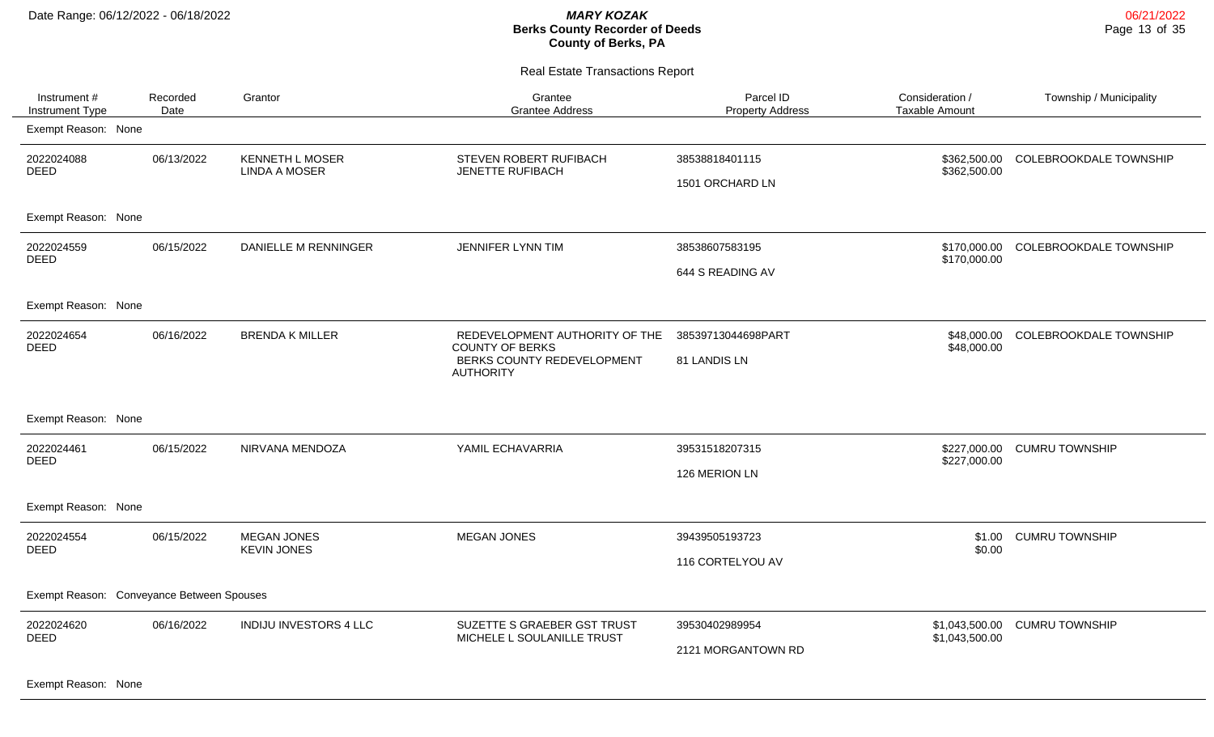# Berks County Recorder of Deeds
## County of Berks, PA

Date Range: 06/12/2022 - 06/18/2022

**MARY KOZAK**

06/21/2022

### Real Estate Transactions Report

| Instrument # / Instrument Type | Recorded Date | Grantor | Grantee / Grantee Address | Parcel ID / Property Address | Consideration / Taxable Amount | Township / Municipality |
|---|---|---|---|---|---|---|
| Exempt Reason: None | | | | | | |
| 2022024088 DEED | 06/13/2022 | KENNETH L MOSER LINDA A MOSER | STEVEN ROBERT RUFIBACH JENETTE RUFIBACH | 38538818401115 1501 ORCHARD LN | $362,500.00 $362,500.00 | COLEBROOKDALE TOWNSHIP |
| Exempt Reason: None | | | | | | |
| 2022024559 DEED | 06/15/2022 | DANIELLE M RENNINGER | JENNIFER LYNN TIM | 38538607583195 644 S READING AV | $170,000.00 $170,000.00 | COLEBROOKDALE TOWNSHIP |
| Exempt Reason: None | | | | | | |
| 2022024654 DEED | 06/16/2022 | BRENDA K MILLER | REDEVELOPMENT AUTHORITY OF THE COUNTY OF BERKS BERKS COUNTY REDEVELOPMENT AUTHORITY | 38539713044698PART 81 LANDIS LN | $48,000.00 $48,000.00 | COLEBROOKDALE TOWNSHIP |
| Exempt Reason: None | | | | | | |
| 2022024461 DEED | 06/15/2022 | NIRVANA MENDOZA | YAMIL ECHAVARRIA | 39531518207315 126 MERION LN | $227,000.00 $227,000.00 | CUMRU TOWNSHIP |
| Exempt Reason: None | | | | | | |
| 2022024554 DEED | 06/15/2022 | MEGAN JONES KEVIN JONES | MEGAN JONES | 39439505193723 116 CORTELYOU AV | $1.00 $0.00 | CUMRU TOWNSHIP |
| Exempt Reason: Conveyance Between Spouses | | | | | | |
| 2022024620 DEED | 06/16/2022 | INDIJU INVESTORS 4 LLC | SUZETTE S GRAEBER GST TRUST MICHELE L SOULANILLE TRUST | 39530402989954 2121 MORGANTOWN RD | $1,043,500.00 $1,043,500.00 | CUMRU TOWNSHIP |
| Exempt Reason: None | | | | | | |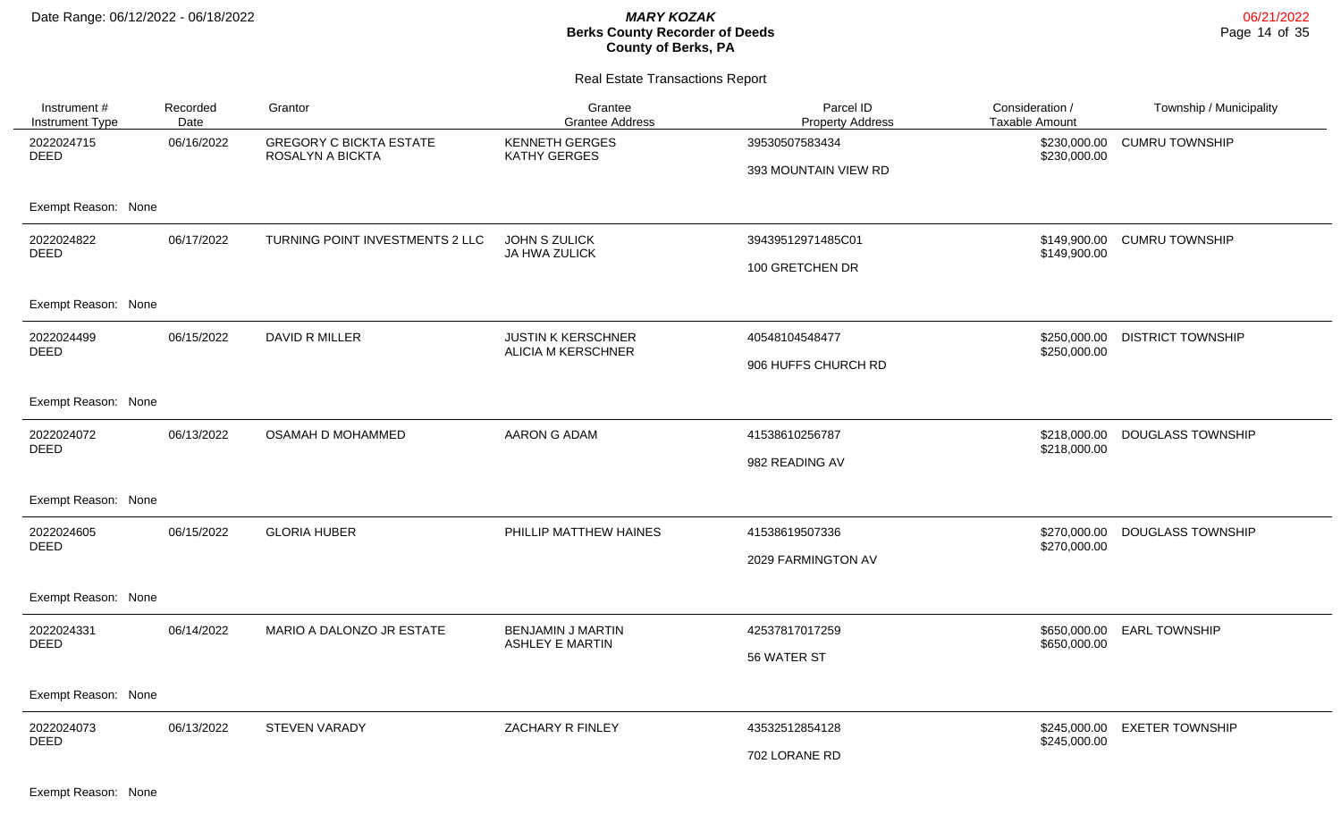**MARY KOZAK**
**Berks County Recorder of Deeds**
**County of Berks, PA**

Date Range: 06/12/2022 - 06/18/2022

Real Estate Transactions Report

| Instrument # / Instrument Type | Recorded Date | Grantor | Grantee / Grantee Address | Parcel ID / Property Address | Consideration / Taxable Amount | Township / Municipality |
|---|---|---|---|---|---|---|
| 2022024715 DEED | 06/16/2022 | GREGORY C BICKTA ESTATE ROSALYN A BICKTA | KENNETH GERGES KATHY GERGES | 39530507583434 393 MOUNTAIN VIEW RD | \$230,000.00 \$230,000.00 | CUMRU TOWNSHIP |
| Exempt Reason: None | | | | | | |
| 2022024822 DEED | 06/17/2022 | TURNING POINT INVESTMENTS 2 LLC | JOHN S ZULICK JA HWA ZULICK | 39439512971485C01 100 GRETCHEN DR | \$149,900.00 \$149,900.00 | CUMRU TOWNSHIP |
| Exempt Reason: None | | | | | | |
| 2022024499 DEED | 06/15/2022 | DAVID R MILLER | JUSTIN K KERSCHNER ALICIA M KERSCHNER | 40548104548477 906 HUFFS CHURCH RD | \$250,000.00 \$250,000.00 | DISTRICT TOWNSHIP |
| Exempt Reason: None | | | | | | |
| 2022024072 DEED | 06/13/2022 | OSAMAH D MOHAMMED | AARON G ADAM | 41538610256787 982 READING AV | \$218,000.00 \$218,000.00 | DOUGLASS TOWNSHIP |
| Exempt Reason: None | | | | | | |
| 2022024605 DEED | 06/15/2022 | GLORIA HUBER | PHILLIP MATTHEW HAINES | 41538619507336 2029 FARMINGTON AV | \$270,000.00 \$270,000.00 | DOUGLASS TOWNSHIP |
| Exempt Reason: None | | | | | | |
| 2022024331 DEED | 06/14/2022 | MARIO A DALONZO JR ESTATE | BENJAMIN J MARTIN ASHLEY E MARTIN | 42537817017259 56 WATER ST | \$650,000.00 \$650,000.00 | EARL TOWNSHIP |
| Exempt Reason: None | | | | | | |
| 2022024073 DEED | 06/13/2022 | STEVEN VARADY | ZACHARY R FINLEY | 43532512854128 702 LORANE RD | \$245,000.00 \$245,000.00 | EXETER TOWNSHIP |
| Exempt Reason: None | | | | | | |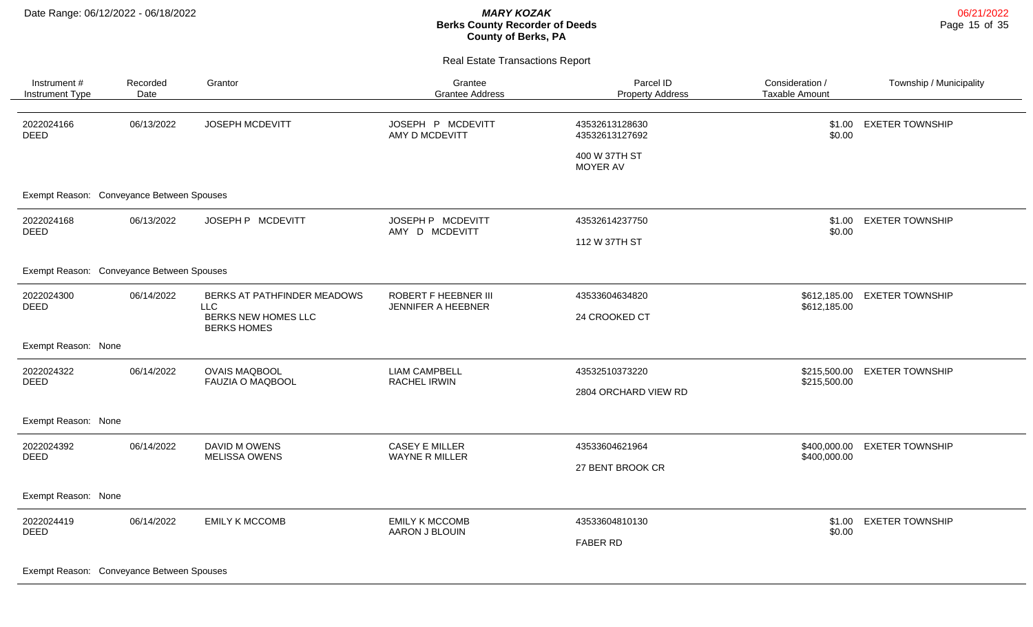Date Range: 06/12/2022 - 06/18/2022

***MARY KOZAK***
**Berks County Recorder of Deeds**
**County of Berks, PA**

Real Estate Transactions Report

| Instrument # / Instrument Type | Recorded Date | Grantor | Grantee / Grantee Address | Parcel ID / Property Address | Consideration / Taxable Amount | Township / Municipality |
|---|---|---|---|---|---|---|
| 2022024166 DEED | 06/13/2022 | JOSEPH MCDEVITT | JOSEPH P MCDEVITT<br>AMY D MCDEVITT | 43532613128630<br>43532613127692<br>400 W 37TH ST<br>MOYER AV | \$1.00<br>\$0.00 | EXETER TOWNSHIP |
| Exempt Reason: Conveyance Between Spouses | | | | | | |
| 2022024168 DEED | 06/13/2022 | JOSEPH P MCDEVITT | JOSEPH P MCDEVITT<br>AMY D MCDEVITT | 43532614237750<br>112 W 37TH ST | \$1.00<br>\$0.00 | EXETER TOWNSHIP |
| Exempt Reason: Conveyance Between Spouses | | | | | | |
| 2022024300 DEED | 06/14/2022 | BERKS AT PATHFINDER MEADOWS LLC<br>BERKS NEW HOMES LLC<br>BERKS HOMES | ROBERT F HEEBNER III<br>JENNIFER A HEEBNER | 43533604634820<br>24 CROOKED CT | \$612,185.00<br>\$612,185.00 | EXETER TOWNSHIP |
| Exempt Reason: None | | | | | | |
| 2022024322 DEED | 06/14/2022 | OVAIS MAQBOOL<br>FAUZIA O MAQBOOL | LIAM CAMPBELL<br>RACHEL IRWIN | 43532510373220<br>2804 ORCHARD VIEW RD | \$215,500.00<br>\$215,500.00 | EXETER TOWNSHIP |
| Exempt Reason: None | | | | | | |
| 2022024392 DEED | 06/14/2022 | DAVID M OWENS<br>MELISSA OWENS | CASEY E MILLER<br>WAYNE R MILLER | 43533604621964<br>27 BENT BROOK CR | \$400,000.00<br>\$400,000.00 | EXETER TOWNSHIP |
| Exempt Reason: None | | | | | | |
| 2022024419 DEED | 06/14/2022 | EMILY K MCCOMB | EMILY K MCCOMB<br>AARON J BLOUIN | 43533604810130<br>FABER RD | \$1.00<br>\$0.00 | EXETER TOWNSHIP |
| Exempt Reason: Conveyance Between Spouses | | | | | | |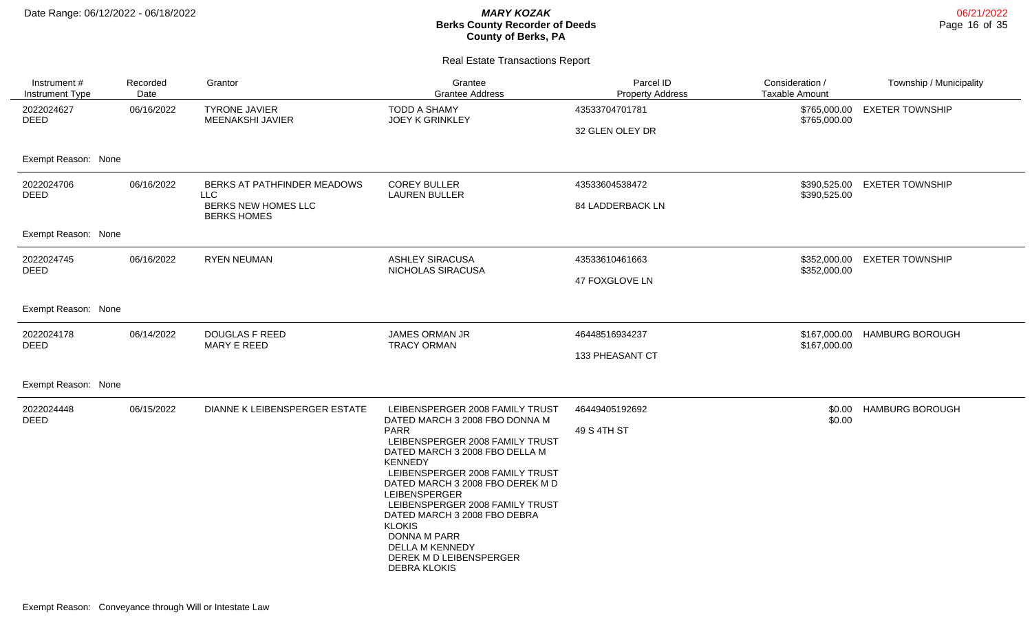Date Range: 06/12/2022 - 06/18/2022

***MARY KOZAK***
**Berks County Recorder of Deeds**
**County of Berks, PA**

06/21/2022

## Real Estate Transactions Report

| Instrument # / Instrument Type | Recorded Date | Grantor | Grantee / Grantee Address | Parcel ID / Property Address | Consideration / Taxable Amount | Township / Municipality |
|---|---|---|---|---|---|---|
| 2022024627 DEED | 06/16/2022 | TYRONE JAVIER<br>MEENAKSHI JAVIER | TODD A SHAMY<br>JOEY K GRINKLEY | 43533704701781<br>32 GLEN OLEY DR | $765,000.00<br>$765,000.00 | EXETER TOWNSHIP |
| Exempt Reason: None | | | | | | |
| 2022024706 DEED | 06/16/2022 | BERKS AT PATHFINDER MEADOWS LLC<br>BERKS NEW HOMES LLC<br>BERKS HOMES | COREY BULLER<br>LAUREN BULLER | 43533604538472<br>84 LADDERBACK LN | $390,525.00<br>$390,525.00 | EXETER TOWNSHIP |
| Exempt Reason: None | | | | | | |
| 2022024745 DEED | 06/16/2022 | RYEN NEUMAN | ASHLEY SIRACUSA<br>NICHOLAS SIRACUSA | 43533610461663<br>47 FOXGLOVE LN | $352,000.00<br>$352,000.00 | EXETER TOWNSHIP |
| Exempt Reason: None | | | | | | |
| 2022024178 DEED | 06/14/2022 | DOUGLAS F REED<br>MARY E REED | JAMES ORMAN JR<br>TRACY ORMAN | 46448516934237<br>133 PHEASANT CT | $167,000.00<br>$167,000.00 | HAMBURG BOROUGH |
| Exempt Reason: None | | | | | | |
| 2022024448 DEED | 06/15/2022 | DIANNE K LEIBENSPERGER ESTATE | LEIBENSPERGER 2008 FAMILY TRUST DATED MARCH 3 2008 FBO DONNA M PARR<br>LEIBENSPERGER 2008 FAMILY TRUST DATED MARCH 3 2008 FBO DELLA M KENNEDY<br>LEIBENSPERGER 2008 FAMILY TRUST DATED MARCH 3 2008 FBO DEREK M D LEIBENSPERGER<br>LEIBENSPERGER 2008 FAMILY TRUST DATED MARCH 3 2008 FBO DEBRA KLOKIS<br>DONNA M PARR<br>DELLA M KENNEDY<br>DEREK M D LEIBENSPERGER<br>DEBRA KLOKIS | 46449405192692<br>49 S 4TH ST | $0.00<br>$0.00 | HAMBURG BOROUGH |
| Exempt Reason: Conveyance through Will or Intestate Law | | | | | | |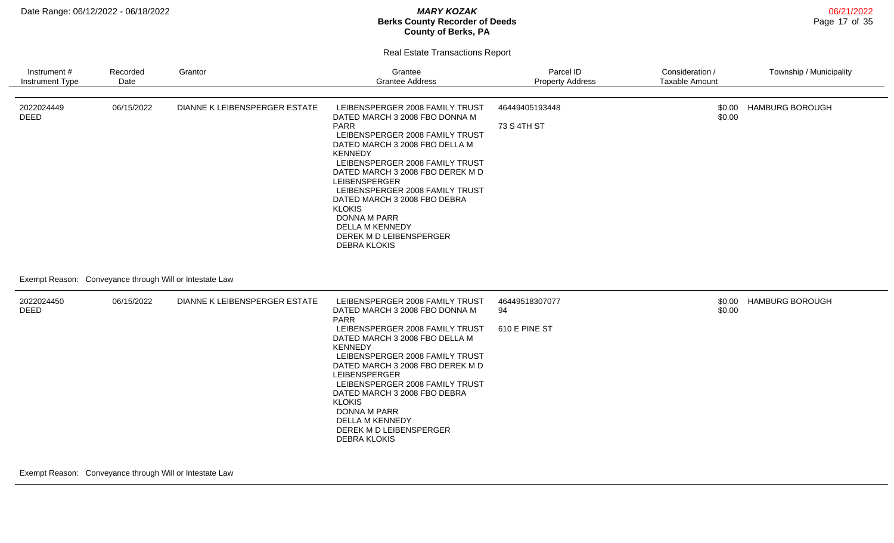## Real Estate Transactions Report

| Instrument # / Instrument Type | Recorded Date | Grantor | Grantee / Grantee Address | Parcel ID / Property Address | Consideration / Taxable Amount | Township / Municipality |
|---|---|---|---|---|---|---|
| 2022024449 DEED | 06/15/2022 | DIANNE K LEIBENSPERGER ESTATE | LEIBENSPERGER 2008 FAMILY TRUST DATED MARCH 3 2008 FBO DONNA M PARR<br>LEIBENSPERGER 2008 FAMILY TRUST DATED MARCH 3 2008 FBO DELLA M KENNEDY<br>LEIBENSPERGER 2008 FAMILY TRUST DATED MARCH 3 2008 FBO DEREK M D LEIBENSPERGER<br>LEIBENSPERGER 2008 FAMILY TRUST DATED MARCH 3 2008 FBO DEBRA KLOKIS<br>DONNA M PARR<br>DELLA M KENNEDY<br>DEREK M D LEIBENSPERGER<br>DEBRA KLOKIS | 46449405193448<br>73 S 4TH ST | $0.00<br>$0.00 | HAMBURG BOROUGH |
| Exempt Reason: Conveyance through Will or Intestate Law | | | | | | |
| 2022024450 DEED | 06/15/2022 | DIANNE K LEIBENSPERGER ESTATE | LEIBENSPERGER 2008 FAMILY TRUST DATED MARCH 3 2008 FBO DONNA M PARR<br>LEIBENSPERGER 2008 FAMILY TRUST DATED MARCH 3 2008 FBO DELLA M KENNEDY<br>LEIBENSPERGER 2008 FAMILY TRUST DATED MARCH 3 2008 FBO DEREK M D LEIBENSPERGER<br>LEIBENSPERGER 2008 FAMILY TRUST DATED MARCH 3 2008 FBO DEBRA KLOKIS<br>DONNA M PARR<br>DELLA M KENNEDY<br>DEREK M D LEIBENSPERGER<br>DEBRA KLOKIS | 46449518307077 94<br>610 E PINE ST | $0.00<br>$0.00 | HAMBURG BOROUGH |
| Exempt Reason: Conveyance through Will or Intestate Law | | | | | | |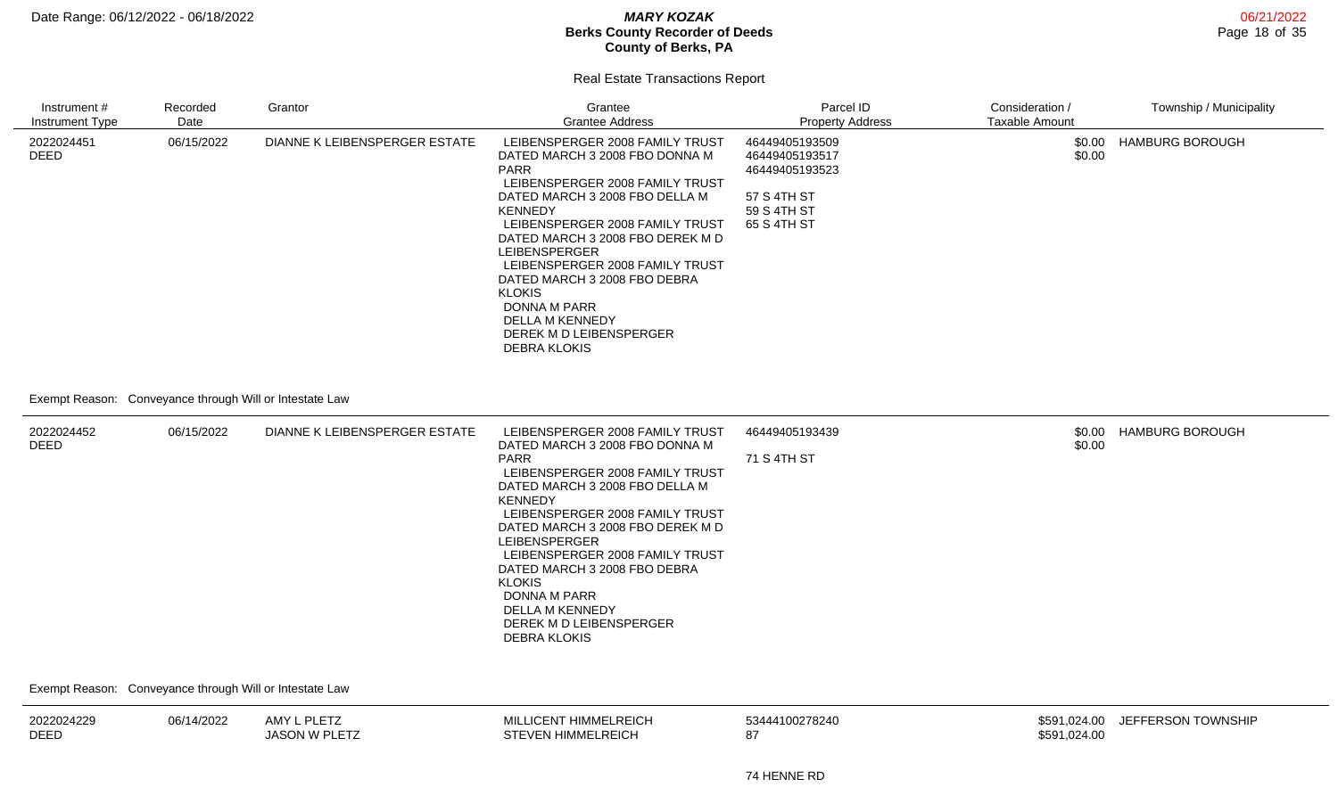Date Range: 06/12/2022 - 06/18/2022

***MARY KOZAK***
**Berks County Recorder of Deeds**
**County of Berks, PA**

06/21/2022

## Real Estate Transactions Report

| Instrument # / Instrument Type | Recorded Date | Grantor | Grantee / Grantee Address | Parcel ID / Property Address | Consideration / Taxable Amount | Township / Municipality |
|---|---|---|---|---|---|---|
| 2022024451 DEED | 06/15/2022 | DIANNE K LEIBENSPERGER ESTATE | LEIBENSPERGER 2008 FAMILY TRUST DATED MARCH 3 2008 FBO DONNA M PARR<br>LEIBENSPERGER 2008 FAMILY TRUST DATED MARCH 3 2008 FBO DELLA M KENNEDY<br>LEIBENSPERGER 2008 FAMILY TRUST DATED MARCH 3 2008 FBO DEREK M D LEIBENSPERGER<br>LEIBENSPERGER 2008 FAMILY TRUST DATED MARCH 3 2008 FBO DEBRA KLOKIS<br>DONNA M PARR<br>DELLA M KENNEDY<br>DEREK M D LEIBENSPERGER<br>DEBRA KLOKIS | 46449405193509<br>46449405193517<br>46449405193523<br><br>57 S 4TH ST<br>59 S 4TH ST<br>65 S 4TH ST | $0.00<br>$0.00 | HAMBURG BOROUGH |
| Exempt Reason: Conveyance through Will or Intestate Law | | | | | | |
| 2022024452 DEED | 06/15/2022 | DIANNE K LEIBENSPERGER ESTATE | LEIBENSPERGER 2008 FAMILY TRUST DATED MARCH 3 2008 FBO DONNA M PARR<br>LEIBENSPERGER 2008 FAMILY TRUST DATED MARCH 3 2008 FBO DELLA M KENNEDY<br>LEIBENSPERGER 2008 FAMILY TRUST DATED MARCH 3 2008 FBO DEREK M D LEIBENSPERGER<br>LEIBENSPERGER 2008 FAMILY TRUST DATED MARCH 3 2008 FBO DEBRA KLOKIS<br>DONNA M PARR<br>DELLA M KENNEDY<br>DEREK M D LEIBENSPERGER<br>DEBRA KLOKIS | 46449405193439<br><br>71 S 4TH ST | $0.00<br>$0.00 | HAMBURG BOROUGH |
| Exempt Reason: Conveyance through Will or Intestate Law | | | | | | |
| 2022024229 DEED | 06/14/2022 | AMY L PLETZ<br>JASON W PLETZ | MILLICENT HIMMELREICH<br>STEVEN HIMMELREICH | 53444100278240<br>87<br><br>74 HENNE RD | $591,024.00<br>$591,024.00 | JEFFERSON TOWNSHIP |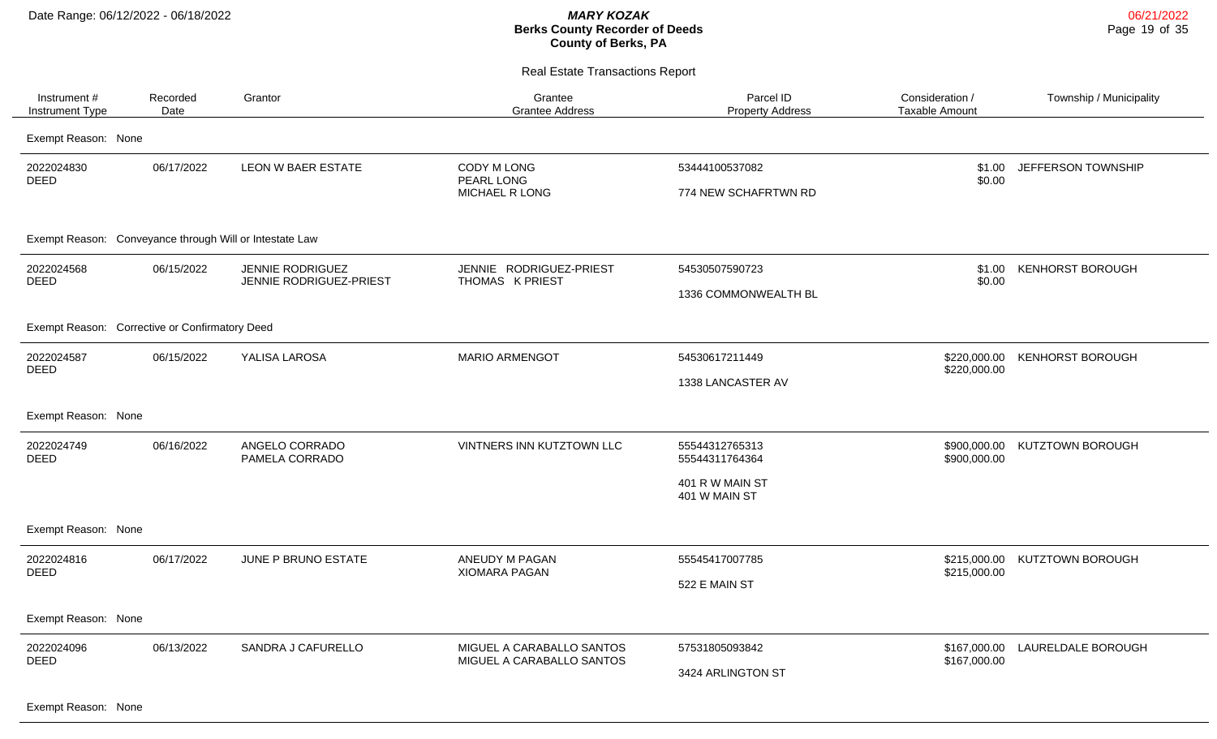# Berks County Recorder of Deeds

**MARY KOZAK**
County of Berks, PA

Date Range: 06/12/2022 - 06/18/2022

06/21/2022

## Real Estate Transactions Report

| Instrument # / Instrument Type | Recorded Date | Grantor | Grantee / Grantee Address | Parcel ID / Property Address | Consideration / Taxable Amount | Township / Municipality |
|---|---|---|---|---|---|---|
| Exempt Reason: None | | | | | | |
| 2022024830 DEED | 06/17/2022 | LEON W BAER ESTATE | CODY M LONG PEARL LONG MICHAEL R LONG | 53444100537082 774 NEW SCHAFRTWN RD | \$1.00 \$0.00 | JEFFERSON TOWNSHIP |
| Exempt Reason: Conveyance through Will or Intestate Law | | | | | | |
| 2022024568 DEED | 06/15/2022 | JENNIE RODRIGUEZ JENNIE RODRIGUEZ-PRIEST | JENNIE RODRIGUEZ-PRIEST THOMAS K PRIEST | 54530507590723 1336 COMMONWEALTH BL | \$1.00 \$0.00 | KENHORST BOROUGH |
| Exempt Reason: Corrective or Confirmatory Deed | | | | | | |
| 2022024587 DEED | 06/15/2022 | YALISA LAROSA | MARIO ARMENGOT | 54530617211449 1338 LANCASTER AV | \$220,000.00 \$220,000.00 | KENHORST BOROUGH |
| Exempt Reason: None | | | | | | |
| 2022024749 DEED | 06/16/2022 | ANGELO CORRADO PAMELA CORRADO | VINTNERS INN KUTZTOWN LLC | 55544312765313 55544311764364 401 R W MAIN ST 401 W MAIN ST | \$900,000.00 \$900,000.00 | KUTZTOWN BOROUGH |
| Exempt Reason: None | | | | | | |
| 2022024816 DEED | 06/17/2022 | JUNE P BRUNO ESTATE | ANEUDY M PAGAN XIOMARA PAGAN | 55545417007785 522 E MAIN ST | \$215,000.00 \$215,000.00 | KUTZTOWN BOROUGH |
| Exempt Reason: None | | | | | | |
| 2022024096 DEED | 06/13/2022 | SANDRA J CAFURELLO | MIGUEL A CARABALLO SANTOS MIGUEL A CARABALLO SANTOS | 57531805093842 3424 ARLINGTON ST | \$167,000.00 \$167,000.00 | LAURELDALE BOROUGH |
| Exempt Reason: None | | | | | | |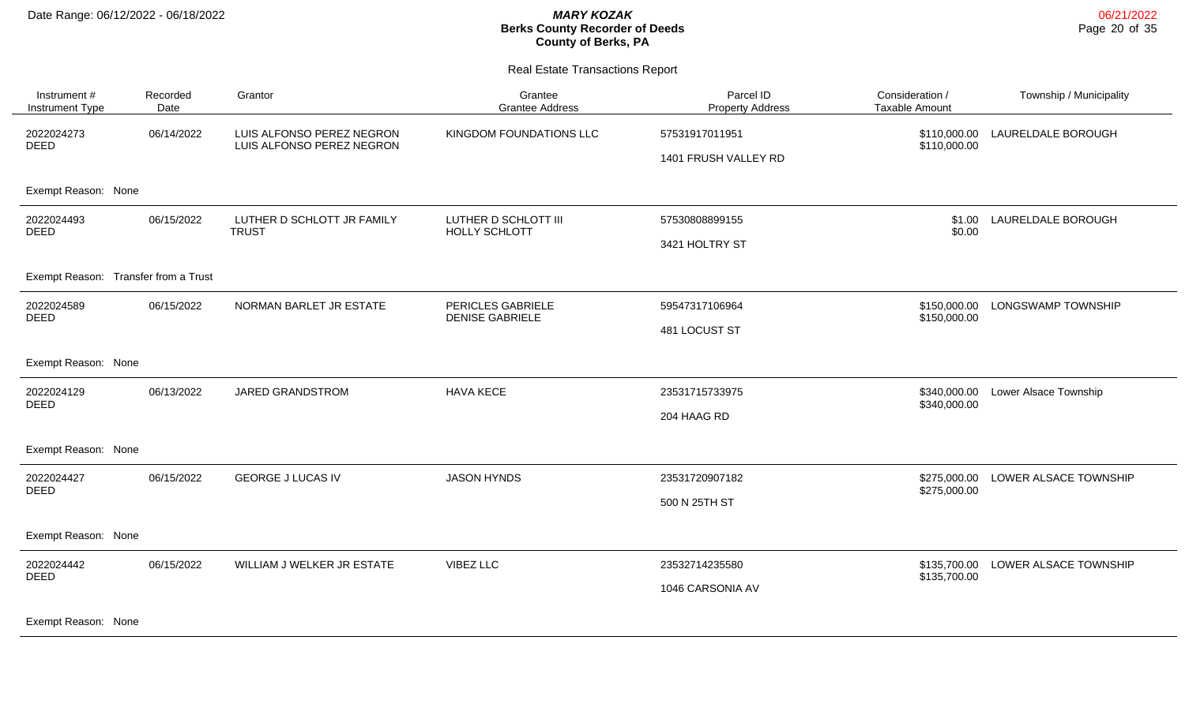**MARY KOZAK**
**Berks County Recorder of Deeds**
**County of Berks, PA**

Date Range: 06/12/2022 - 06/18/2022

06/21/2022

Real Estate Transactions Report

| Instrument # / Instrument Type | Recorded Date | Grantor | Grantee / Grantee Address | Parcel ID / Property Address | Consideration / Taxable Amount | Township / Municipality |
|---|---|---|---|---|---|---|
| 2022024273 DEED | 06/14/2022 | LUIS ALFONSO PEREZ NEGRON<br>LUIS ALFONSO PEREZ NEGRON | KINGDOM FOUNDATIONS LLC | 57531917011951<br>1401 FRUSH VALLEY RD | \$110,000.00<br>\$110,000.00 | LAURELDALE BOROUGH |
| Exempt Reason: None | | | | | | |
| 2022024493 DEED | 06/15/2022 | LUTHER D SCHLOTT JR FAMILY TRUST | LUTHER D SCHLOTT III<br>HOLLY SCHLOTT | 57530808899155<br>3421 HOLTRY ST | \$1.00<br>\$0.00 | LAURELDALE BOROUGH |
| Exempt Reason: Transfer from a Trust | | | | | | |
| 2022024589 DEED | 06/15/2022 | NORMAN BARLET JR ESTATE | PERICLES GABRIELE<br>DENISE GABRIELE | 59547317106964<br>481 LOCUST ST | \$150,000.00<br>\$150,000.00 | LONGSWAMP TOWNSHIP |
| Exempt Reason: None | | | | | | |
| 2022024129 DEED | 06/13/2022 | JARED GRANDSTROM | HAVA KECE | 23531715733975<br>204 HAAG RD | \$340,000.00<br>\$340,000.00 | Lower Alsace Township |
| Exempt Reason: None | | | | | | |
| 2022024427 DEED | 06/15/2022 | GEORGE J LUCAS IV | JASON HYNDS | 23531720907182<br>500 N 25TH ST | \$275,000.00<br>\$275,000.00 | LOWER ALSACE TOWNSHIP |
| Exempt Reason: None | | | | | | |
| 2022024442 DEED | 06/15/2022 | WILLIAM J WELKER JR ESTATE | VIBEZ LLC | 23532714235580<br>1046 CARSONIA AV | \$135,700.00<br>\$135,700.00 | LOWER ALSACE TOWNSHIP |
| Exempt Reason: None | | | | | | |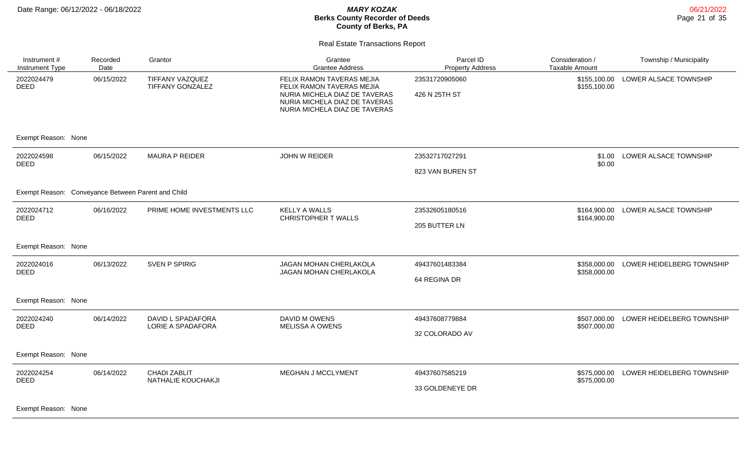**MARY KOZAK**
**Berks County Recorder of Deeds**
**County of Berks, PA**

Date Range: 06/12/2022 - 06/18/2022

06/21/2022

Real Estate Transactions Report

| Instrument # / Instrument Type | Recorded Date | Grantor | Grantee / Grantee Address | Parcel ID / Property Address | Consideration / Taxable Amount | Township / Municipality |
|---|---|---|---|---|---|---|
| 2022024479 DEED | 06/15/2022 | TIFFANY VAZQUEZ<br>TIFFANY GONZALEZ | FELIX RAMON TAVERAS MEJIA<br>FELIX RAMON TAVERAS MEJIA<br>NURIA MICHELA DIAZ DE TAVERAS<br>NURIA MICHELA DIAZ DE TAVERAS<br>NURIA MICHELA DIAZ DE TAVERAS | 23531720905060<br>426 N 25TH ST | $155,100.00<br>$155,100.00 | LOWER ALSACE TOWNSHIP |
| Exempt Reason: None | | | | | | |
| 2022024598 DEED | 06/15/2022 | MAURA P REIDER | JOHN W REIDER | 23532717027291<br>823 VAN BUREN ST | $1.00<br>$0.00 | LOWER ALSACE TOWNSHIP |
| Exempt Reason: Conveyance Between Parent and Child | | | | | | |
| 2022024712 DEED | 06/16/2022 | PRIME HOME INVESTMENTS LLC | KELLY A WALLS<br>CHRISTOPHER T WALLS | 23532605180516<br>205 BUTTER LN | $164,900.00<br>$164,900.00 | LOWER ALSACE TOWNSHIP |
| Exempt Reason: None | | | | | | |
| 2022024016 DEED | 06/13/2022 | SVEN P SPIRIG | JAGAN MOHAN CHERLAKOLA<br>JAGAN MOHAN CHERLAKOLA | 49437601483384<br>64 REGINA DR | $358,000.00<br>$358,000.00 | LOWER HEIDELBERG TOWNSHIP |
| Exempt Reason: None | | | | | | |
| 2022024240 DEED | 06/14/2022 | DAVID L SPADAFORA<br>LORIE A SPADAFORA | DAVID M OWENS<br>MELISSA A OWENS | 49437608779884<br>32 COLORADO AV | $507,000.00<br>$507,000.00 | LOWER HEIDELBERG TOWNSHIP |
| Exempt Reason: None | | | | | | |
| 2022024254 DEED | 06/14/2022 | CHADI ZABLIT<br>NATHALIE KOUCHAKJI | MEGHAN J MCCLYMENT | 49437607585219<br>33 GOLDENEYE DR | $575,000.00<br>$575,000.00 | LOWER HEIDELBERG TOWNSHIP |
| Exempt Reason: None | | | | | | |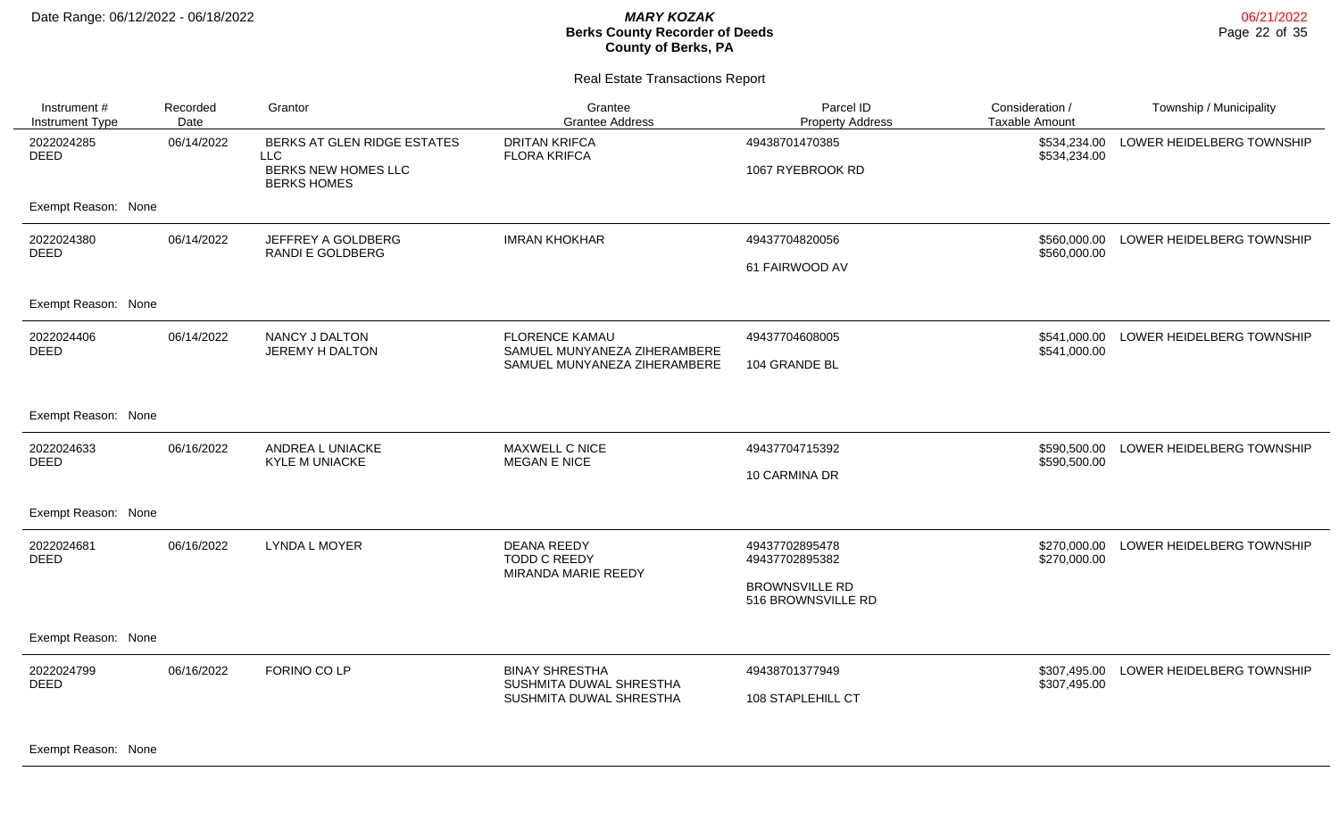# Berks County Recorder of Deeds

**MARY KOZAK**

**County of Berks, PA**

Date Range: 06/12/2022 - 06/18/2022

06/21/2022

## Real Estate Transactions Report

| Instrument # / Instrument Type | Recorded Date | Grantor | Grantee / Grantee Address | Parcel ID / Property Address | Consideration / Taxable Amount | Township / Municipality |
|---|---|---|---|---|---|---|
| 2022024285 DEED | 06/14/2022 | BERKS AT GLEN RIDGE ESTATES LLC<br>BERKS NEW HOMES LLC<br>BERKS HOMES | DRITAN KRIFCA<br>FLORA KRIFCA | 49438701470385<br>1067 RYEBROOK RD | \$534,234.00<br>\$534,234.00 | LOWER HEIDELBERG TOWNSHIP |
| Exempt Reason: None | | | | | | |
| 2022024380 DEED | 06/14/2022 | JEFFREY A GOLDBERG<br>RANDI E GOLDBERG | IMRAN KHOKHAR | 49437704820056<br>61 FAIRWOOD AV | \$560,000.00<br>\$560,000.00 | LOWER HEIDELBERG TOWNSHIP |
| Exempt Reason: None | | | | | | |
| 2022024406 DEED | 06/14/2022 | NANCY J DALTON<br>JEREMY H DALTON | FLORENCE KAMAU<br>SAMUEL MUNYANEZA ZIHERAMBERE<br>SAMUEL MUNYANEZA ZIHERAMBERE | 49437704608005<br>104 GRANDE BL | \$541,000.00<br>\$541,000.00 | LOWER HEIDELBERG TOWNSHIP |
| Exempt Reason: None | | | | | | |
| 2022024633 DEED | 06/16/2022 | ANDREA L UNIACKE<br>KYLE M UNIACKE | MAXWELL C NICE<br>MEGAN E NICE | 49437704715392<br>10 CARMINA DR | \$590,500.00<br>\$590,500.00 | LOWER HEIDELBERG TOWNSHIP |
| Exempt Reason: None | | | | | | |
| 2022024681 DEED | 06/16/2022 | LYNDA L MOYER | DEANA REEDY<br>TODD C REEDY<br>MIRANDA MARIE REEDY | 49437702895478<br>49437702895382<br>BROWNSVILLE RD<br>516 BROWNSVILLE RD | \$270,000.00<br>\$270,000.00 | LOWER HEIDELBERG TOWNSHIP |
| Exempt Reason: None | | | | | | |
| 2022024799 DEED | 06/16/2022 | FORINO CO LP | BINAY SHRESTHA<br>SUSHMITA DUWAL SHRESTHA<br>SUSHMITA DUWAL SHRESTHA | 49438701377949<br>108 STAPLEHILL CT | \$307,495.00<br>\$307,495.00 | LOWER HEIDELBERG TOWNSHIP |
| Exempt Reason: None | | | | | | |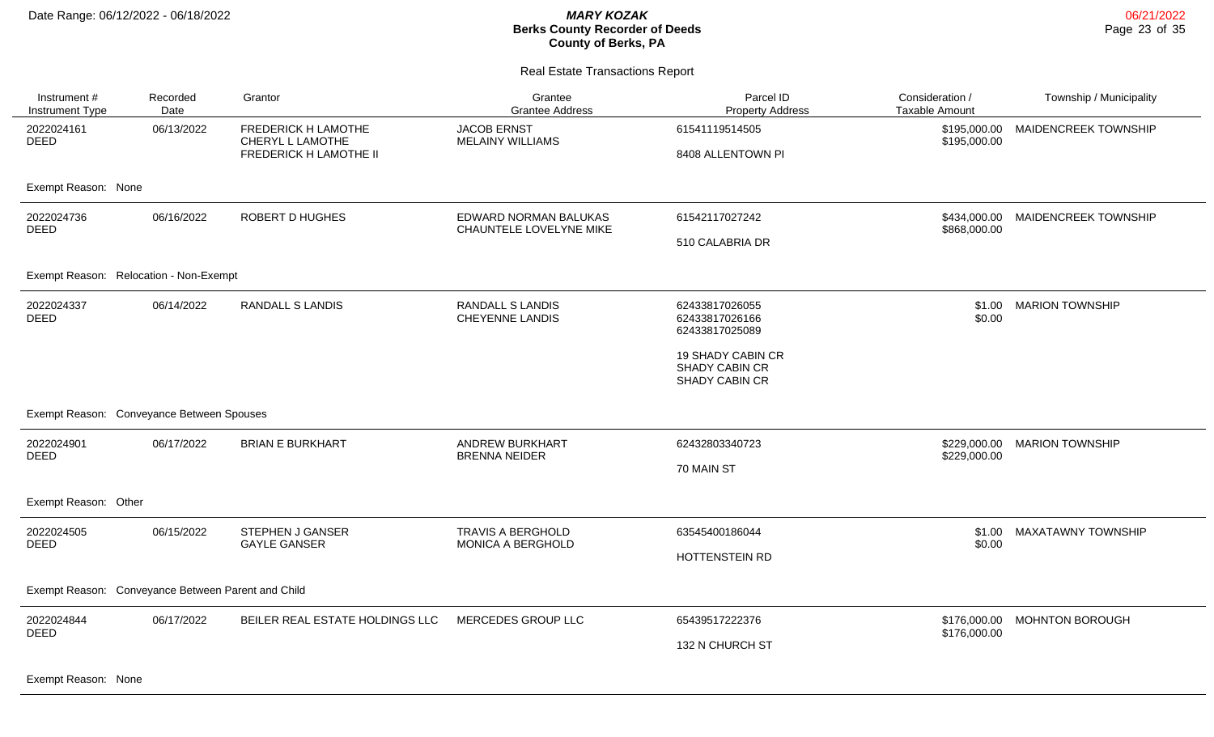# Berks County Recorder of Deeds

**MARY KOZAK**
**County of Berks, PA**

Date Range: 06/12/2022 - 06/18/2022

06/21/2022

## Real Estate Transactions Report

| Instrument # / Instrument Type | Recorded Date | Grantor | Grantee / Grantee Address | Parcel ID / Property Address | Consideration / Taxable Amount | Township / Municipality |
|---|---|---|---|---|---|---|
| 2022024161 DEED | 06/13/2022 | FREDERICK H LAMOTHE<br>CHERYL L LAMOTHE<br>FREDERICK H LAMOTHE II | JACOB ERNST<br>MELAINY WILLIAMS | 61541119514505<br><br>8408 ALLENTOWN PI | $195,000.00<br>$195,000.00 | MAIDENCREEK TOWNSHIP |
| Exempt Reason: None | | | | | | |
| 2022024736 DEED | 06/16/2022 | ROBERT D HUGHES | EDWARD NORMAN BALUKAS<br>CHAUNTELE LOVELYNE MIKE | 61542117027242<br><br>510 CALABRIA DR | $434,000.00<br>$868,000.00 | MAIDENCREEK TOWNSHIP |
| Exempt Reason: Relocation - Non-Exempt | | | | | | |
| 2022024337 DEED | 06/14/2022 | RANDALL S LANDIS | RANDALL S LANDIS<br>CHEYENNE LANDIS | 62433817026055<br>62433817026166<br>62433817025089<br><br>19 SHADY CABIN CR<br>SHADY CABIN CR<br>SHADY CABIN CR | $1.00<br>$0.00 | MARION TOWNSHIP |
| Exempt Reason: Conveyance Between Spouses | | | | | | |
| 2022024901 DEED | 06/17/2022 | BRIAN E BURKHART | ANDREW BURKHART<br>BRENNA NEIDER | 62432803340723<br><br>70 MAIN ST | $229,000.00<br>$229,000.00 | MARION TOWNSHIP |
| Exempt Reason: Other | | | | | | |
| 2022024505 DEED | 06/15/2022 | STEPHEN J GANSER<br>GAYLE GANSER | TRAVIS A BERGHOLD<br>MONICA A BERGHOLD | 63545400186044<br><br>HOTTENSTEIN RD | $1.00<br>$0.00 | MAXATAWNY TOWNSHIP |
| Exempt Reason: Conveyance Between Parent and Child | | | | | | |
| 2022024844 DEED | 06/17/2022 | BEILER REAL ESTATE HOLDINGS LLC | MERCEDES GROUP LLC | 65439517222376<br><br>132 N CHURCH ST | $176,000.00<br>$176,000.00 | MOHNTON BOROUGH |
| Exempt Reason: None | | | | | | |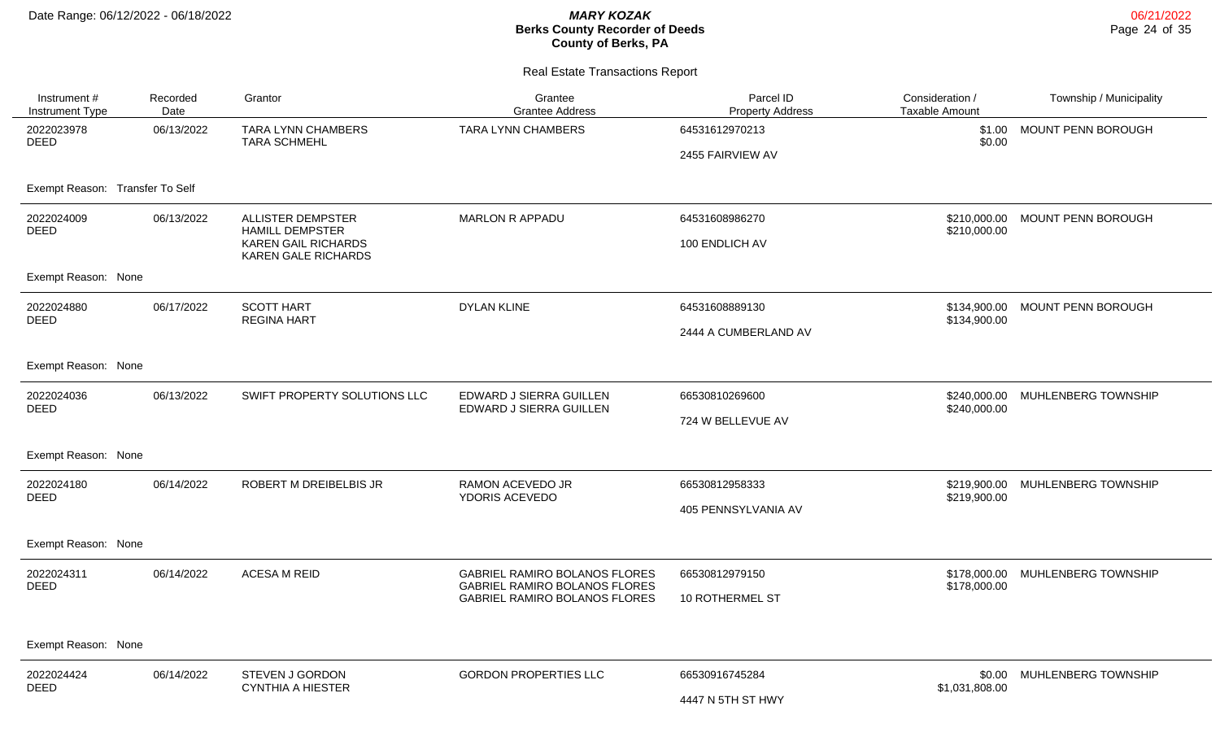# Berks County Recorder of Deeds

**MARY KOZAK**
**County of Berks, PA**

Date Range: 06/12/2022 - 06/18/2022

06/21/2022

## Real Estate Transactions Report

| Instrument # / Instrument Type | Recorded Date | Grantor | Grantee / Grantee Address | Parcel ID / Property Address | Consideration / Taxable Amount | Township / Municipality |
|---|---|---|---|---|---|---|
| 2022023978 DEED | 06/13/2022 | TARA LYNN CHAMBERS<br>TARA SCHMEHL | TARA LYNN CHAMBERS | 64531612970213<br>2455 FAIRVIEW AV | $1.00<br>$0.00 | MOUNT PENN BOROUGH |
| Exempt Reason: Transfer To Self | | | | | | |
| 2022024009 DEED | 06/13/2022 | ALLISTER DEMPSTER<br>HAMILL DEMPSTER<br>KAREN GAIL RICHARDS<br>KAREN GALE RICHARDS | MARLON R APPADU | 64531608986270<br>100 ENDLICH AV | $210,000.00<br>$210,000.00 | MOUNT PENN BOROUGH |
| Exempt Reason: None | | | | | | |
| 2022024880 DEED | 06/17/2022 | SCOTT HART<br>REGINA HART | DYLAN KLINE | 64531608889130<br>2444 A CUMBERLAND AV | $134,900.00<br>$134,900.00 | MOUNT PENN BOROUGH |
| Exempt Reason: None | | | | | | |
| 2022024036 DEED | 06/13/2022 | SWIFT PROPERTY SOLUTIONS LLC | EDWARD J SIERRA GUILLEN<br>EDWARD J SIERRA GUILLEN | 66530810269600<br>724 W BELLEVUE AV | $240,000.00<br>$240,000.00 | MUHLENBERG TOWNSHIP |
| Exempt Reason: None | | | | | | |
| 2022024180 DEED | 06/14/2022 | ROBERT M DREIBELBIS JR | RAMON ACEVEDO JR<br>YDORIS ACEVEDO | 66530812958333<br>405 PENNSYLVANIA AV | $219,900.00<br>$219,900.00 | MUHLENBERG TOWNSHIP |
| Exempt Reason: None | | | | | | |
| 2022024311 DEED | 06/14/2022 | ACESA M REID | GABRIEL RAMIRO BOLANOS FLORES<br>GABRIEL RAMIRO BOLANOS FLORES<br>GABRIEL RAMIRO BOLANOS FLORES | 66530812979150<br>10 ROTHERMEL ST | $178,000.00<br>$178,000.00 | MUHLENBERG TOWNSHIP |
| Exempt Reason: None | | | | | | |
| 2022024424 DEED | 06/14/2022 | STEVEN J GORDON<br>CYNTHIA A HIESTER | GORDON PROPERTIES LLC | 66530916745284<br>4447 N 5TH ST HWY | $0.00<br>$1,031,808.00 | MUHLENBERG TOWNSHIP |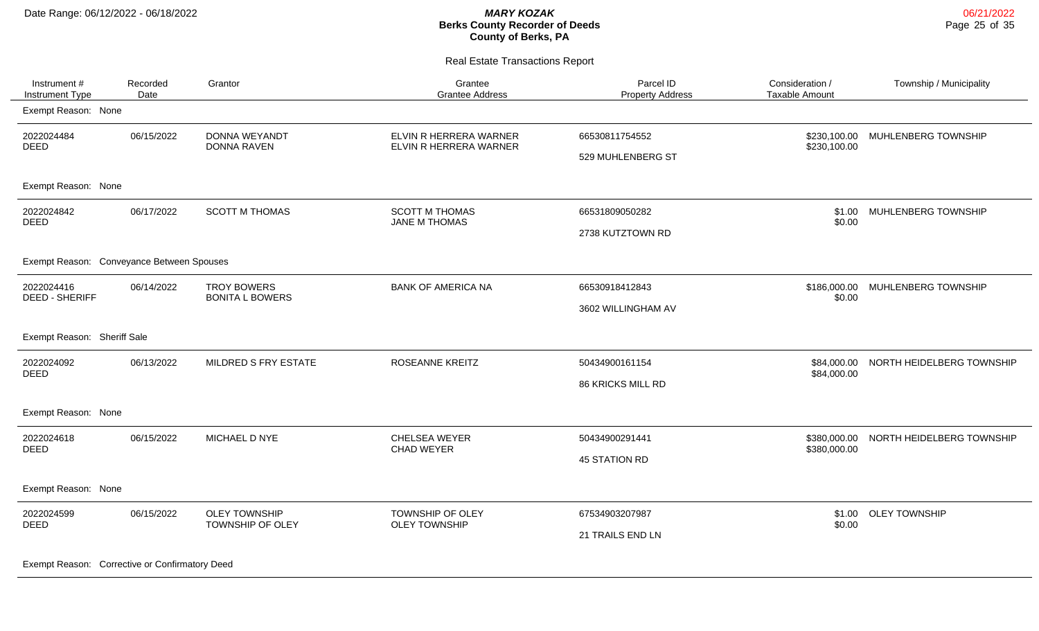# Real Estate Transactions Report

| Instrument # / Instrument Type | Recorded Date | Grantor | Grantee / Grantee Address | Parcel ID / Property Address | Consideration / Taxable Amount | Township / Municipality |
|---|---|---|---|---|---|---|
| Exempt Reason: None | | | | | | |
| 2022024484 DEED | 06/15/2022 | DONNA WEYANDT DONNA RAVEN | ELVIN R HERRERA WARNER ELVIN R HERRERA WARNER | 66530811754552 529 MUHLENBERG ST | $230,100.00 $230,100.00 | MUHLENBERG TOWNSHIP |
| Exempt Reason: None | | | | | | |
| 2022024842 DEED | 06/17/2022 | SCOTT M THOMAS | SCOTT M THOMAS JANE M THOMAS | 66531809050282 2738 KUTZTOWN RD | $1.00 $0.00 | MUHLENBERG TOWNSHIP |
| Exempt Reason: Conveyance Between Spouses | | | | | | |
| 2022024416 DEED - SHERIFF | 06/14/2022 | TROY BOWERS BONITA L BOWERS | BANK OF AMERICA NA | 66530918412843 3602 WILLINGHAM AV | $186,000.00 $0.00 | MUHLENBERG TOWNSHIP |
| Exempt Reason: Sheriff Sale | | | | | | |
| 2022024092 DEED | 06/13/2022 | MILDRED S FRY ESTATE | ROSEANNE KREITZ | 50434900161154 86 KRICKS MILL RD | $84,000.00 $84,000.00 | NORTH HEIDELBERG TOWNSHIP |
| Exempt Reason: None | | | | | | |
| 2022024618 DEED | 06/15/2022 | MICHAEL D NYE | CHELSEA WEYER CHAD WEYER | 50434900291441 45 STATION RD | $380,000.00 $380,000.00 | NORTH HEIDELBERG TOWNSHIP |
| Exempt Reason: None | | | | | | |
| 2022024599 DEED | 06/15/2022 | OLEY TOWNSHIP TOWNSHIP OF OLEY | TOWNSHIP OF OLEY OLEY TOWNSHIP | 67534903207987 21 TRAILS END LN | $1.00 $0.00 | OLEY TOWNSHIP |
| Exempt Reason: Corrective or Confirmatory Deed | | | | | | |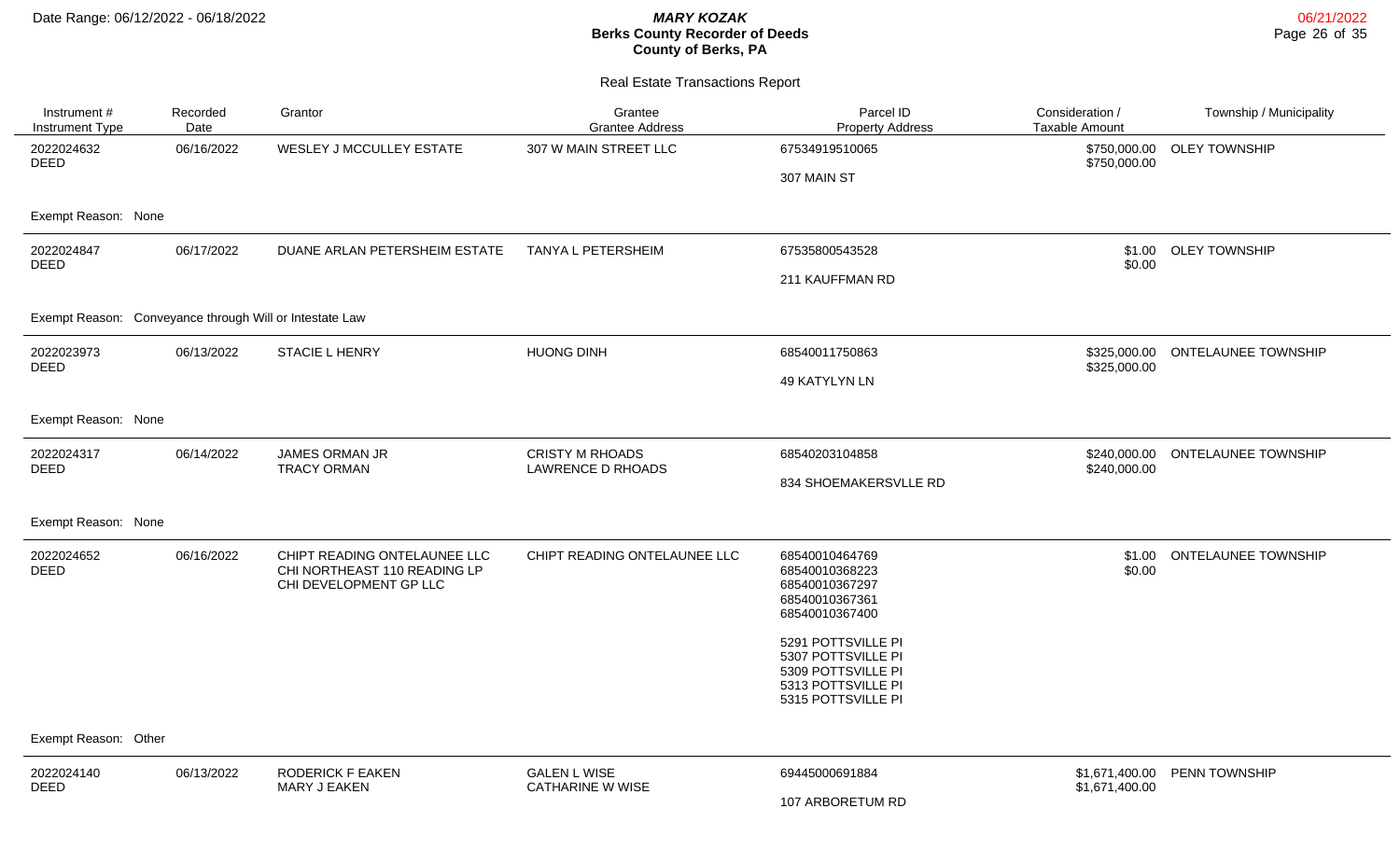# Berks County Recorder of Deeds

**MARY KOZAK**
**County of Berks, PA**

Date Range: 06/12/2022 - 06/18/2022

06/21/2022

## Real Estate Transactions Report

| Instrument # / Instrument Type | Recorded Date | Grantor | Grantee / Grantee Address | Parcel ID / Property Address | Consideration / Taxable Amount | Township / Municipality |
|---|---|---|---|---|---|---|
| 2022024632 DEED | 06/16/2022 | WESLEY J MCCULLEY ESTATE | 307 W MAIN STREET LLC | 67534919510065<br>307 MAIN ST | $750,000.00<br>$750,000.00 | OLEY TOWNSHIP |
| Exempt Reason: None | | | | | | |
| 2022024847 DEED | 06/17/2022 | DUANE ARLAN PETERSHEIM ESTATE | TANYA L PETERSHEIM | 67535800543528<br>211 KAUFFMAN RD | $1.00<br>$0.00 | OLEY TOWNSHIP |
| Exempt Reason: Conveyance through Will or Intestate Law | | | | | | |
| 2022023973 DEED | 06/13/2022 | STACIE L HENRY | HUONG DINH | 68540011750863<br>49 KATYLYN LN | $325,000.00<br>$325,000.00 | ONTELAUNEE TOWNSHIP |
| Exempt Reason: None | | | | | | |
| 2022024317 DEED | 06/14/2022 | JAMES ORMAN JR<br>TRACY ORMAN | CRISTY M RHOADS<br>LAWRENCE D RHOADS | 68540203104858<br>834 SHOEMAKERSVLLE RD | $240,000.00<br>$240,000.00 | ONTELAUNEE TOWNSHIP |
| Exempt Reason: None | | | | | | |
| 2022024652 DEED | 06/16/2022 | CHIPT READING ONTELAUNEE LLC<br>CHI NORTHEAST 110 READING LP<br>CHI DEVELOPMENT GP LLC | CHIPT READING ONTELAUNEE LLC | 68540010464769<br>68540010368223<br>68540010367297<br>68540010367361<br>68540010367400<br>5291 POTTSVILLE PI<br>5307 POTTSVILLE PI<br>5309 POTTSVILLE PI<br>5313 POTTSVILLE PI<br>5315 POTTSVILLE PI | $1.00<br>$0.00 | ONTELAUNEE TOWNSHIP |
| Exempt Reason: Other | | | | | | |
| 2022024140 DEED | 06/13/2022 | RODERICK F EAKEN<br>MARY J EAKEN | GALEN L WISE<br>CATHARINE W WISE | 69445000691884<br>107 ARBORETUM RD | $1,671,400.00<br>$1,671,400.00 | PENN TOWNSHIP |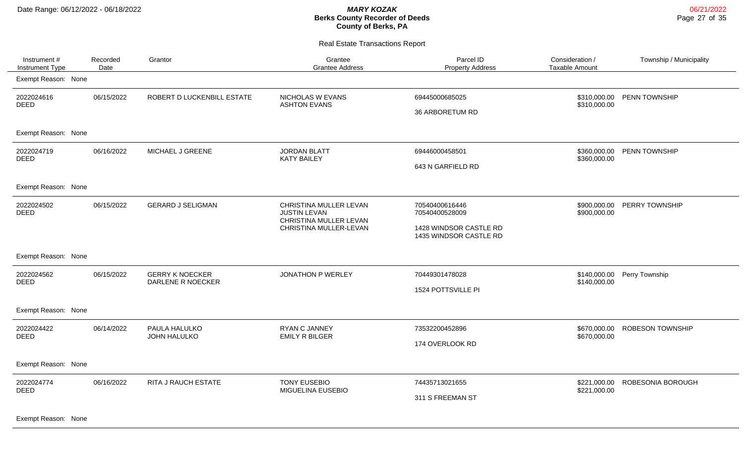# Berks County Recorder of Deeds

**MARY KOZAK**

**County of Berks, PA**

Date Range: 06/12/2022 - 06/18/2022

## Real Estate Transactions Report

| Instrument # / Instrument Type | Recorded Date | Grantor | Grantee / Grantee Address | Parcel ID / Property Address | Consideration / Taxable Amount | Township / Municipality |
|---|---|---|---|---|---|---|
| Exempt Reason: None | | | | | | |
| 2022024616 DEED | 06/15/2022 | ROBERT D LUCKENBILL ESTATE | NICHOLAS W EVANS<br>ASHTON EVANS | 69445000685025<br>36 ARBORETUM RD | $310,000.00<br>$310,000.00 | PENN TOWNSHIP |
| Exempt Reason: None | | | | | | |
| 2022024719 DEED | 06/16/2022 | MICHAEL J GREENE | JORDAN BLATT<br>KATY BAILEY | 69446000458501<br>643 N GARFIELD RD | $360,000.00<br>$360,000.00 | PENN TOWNSHIP |
| Exempt Reason: None | | | | | | |
| 2022024502 DEED | 06/15/2022 | GERARD J SELIGMAN | CHRISTINA MULLER LEVAN<br>JUSTIN LEVAN<br>CHRISTINA MULLER LEVAN<br>CHRISTINA MULLER-LEVAN | 70540400616446<br>70540400528009<br>1428 WINDSOR CASTLE RD<br>1435 WINDSOR CASTLE RD | $900,000.00<br>$900,000.00 | PERRY TOWNSHIP |
| Exempt Reason: None | | | | | | |
| 2022024562 DEED | 06/15/2022 | GERRY K NOECKER<br>DARLENE R NOECKER | JONATHON P WERLEY | 70449301478028<br>1524 POTTSVILLE PI | $140,000.00<br>$140,000.00 | Perry Township |
| Exempt Reason: None | | | | | | |
| 2022024422 DEED | 06/14/2022 | PAULA HALULKO<br>JOHN HALULKO | RYAN C JANNEY<br>EMILY R BILGER | 73532200452896<br>174 OVERLOOK RD | $670,000.00<br>$670,000.00 | ROBESON TOWNSHIP |
| Exempt Reason: None | | | | | | |
| 2022024774 DEED | 06/16/2022 | RITA J RAUCH ESTATE | TONY EUSEBIO<br>MIGUELINA EUSEBIO | 74435713021655<br>311 S FREEMAN ST | $221,000.00<br>$221,000.00 | ROBESONIA BOROUGH |
| Exempt Reason: None | | | | | | |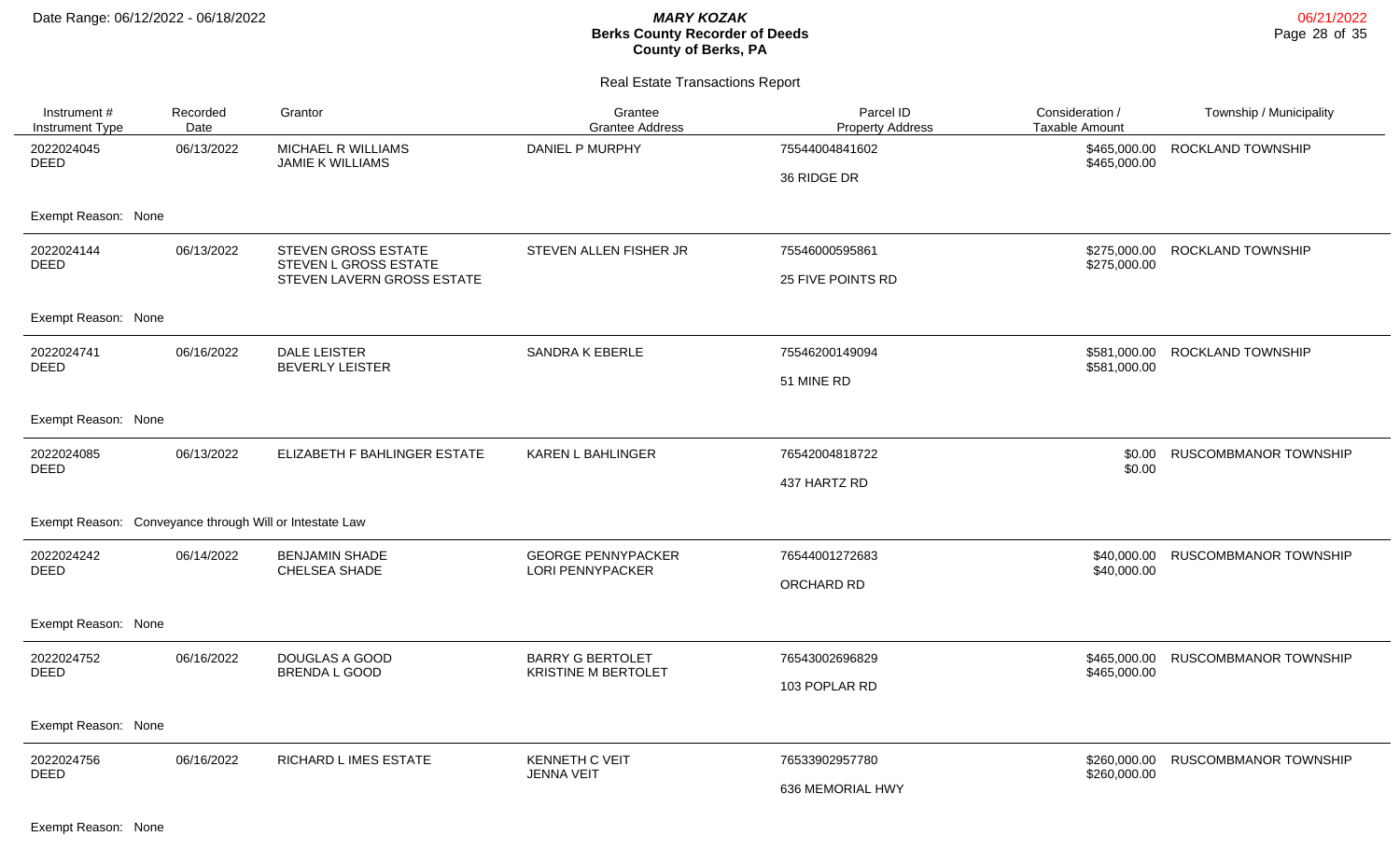# MARY KOZAK
## Berks County Recorder of Deeds
## County of Berks, PA

Date Range: 06/12/2022 - 06/18/2022

06/21/2022

### Real Estate Transactions Report

| Instrument # / Instrument Type | Recorded Date | Grantor | Grantee / Grantee Address | Parcel ID / Property Address | Consideration / Taxable Amount | Township / Municipality |
|---|---|---|---|---|---|---|
| 2022024045 DEED | 06/13/2022 | MICHAEL R WILLIAMS<br>JAMIE K WILLIAMS | DANIEL P MURPHY | 75544004841602<br>36 RIDGE DR | \$465,000.00<br>\$465,000.00 | ROCKLAND TOWNSHIP |
| Exempt Reason: None | | | | | | |
| 2022024144 DEED | 06/13/2022 | STEVEN GROSS ESTATE<br>STEVEN L GROSS ESTATE<br>STEVEN LAVERN GROSS ESTATE | STEVEN ALLEN FISHER JR | 75546000595861<br>25 FIVE POINTS RD | \$275,000.00<br>\$275,000.00 | ROCKLAND TOWNSHIP |
| Exempt Reason: None | | | | | | |
| 2022024741 DEED | 06/16/2022 | DALE LEISTER<br>BEVERLY LEISTER | SANDRA K EBERLE | 75546200149094<br>51 MINE RD | \$581,000.00<br>\$581,000.00 | ROCKLAND TOWNSHIP |
| Exempt Reason: None | | | | | | |
| 2022024085 DEED | 06/13/2022 | ELIZABETH F BAHLINGER ESTATE | KAREN L BAHLINGER | 76542004818722<br>437 HARTZ RD | \$0.00<br>\$0.00 | RUSCOMBMANOR TOWNSHIP |
| Exempt Reason: Conveyance through Will or Intestate Law | | | | | | |
| 2022024242 DEED | 06/14/2022 | BENJAMIN SHADE<br>CHELSEA SHADE | GEORGE PENNYPACKER<br>LORI PENNYPACKER | 76544001272683<br>ORCHARD RD | \$40,000.00<br>\$40,000.00 | RUSCOMBMANOR TOWNSHIP |
| Exempt Reason: None | | | | | | |
| 2022024752 DEED | 06/16/2022 | DOUGLAS A GOOD<br>BRENDA L GOOD | BARRY G BERTOLET<br>KRISTINE M BERTOLET | 76543002696829<br>103 POPLAR RD | \$465,000.00<br>\$465,000.00 | RUSCOMBMANOR TOWNSHIP |
| Exempt Reason: None | | | | | | |
| 2022024756 DEED | 06/16/2022 | RICHARD L IMES ESTATE | KENNETH C VEIT<br>JENNA VEIT | 76533902957780<br>636 MEMORIAL HWY | \$260,000.00<br>\$260,000.00 | RUSCOMBMANOR TOWNSHIP |
| Exempt Reason: None | | | | | | |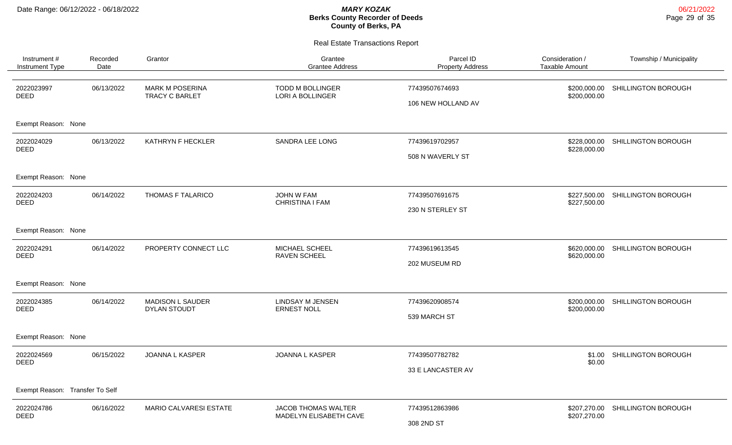Date Range: 06/12/2022 - 06/18/2022

***MARY KOZAK***
**Berks County Recorder of Deeds**
**County of Berks, PA**

06/21/2022

## Real Estate Transactions Report

| Instrument # / Instrument Type | Recorded Date | Grantor | Grantee / Grantee Address | Parcel ID / Property Address | Consideration / Taxable Amount | Township / Municipality |
|---|---|---|---|---|---|---|
| 2022023997 DEED | 06/13/2022 | MARK M POSERINA TRACY C BARLET | TODD M BOLLINGER LORI A BOLLINGER | 77439507674693 106 NEW HOLLAND AV | \$200,000.00 \$200,000.00 | SHILLINGTON BOROUGH |
| Exempt Reason: None | | | | | | |
| 2022024029 DEED | 06/13/2022 | KATHRYN F HECKLER | SANDRA LEE LONG | 77439619702957 508 N WAVERLY ST | \$228,000.00 \$228,000.00 | SHILLINGTON BOROUGH |
| Exempt Reason: None | | | | | | |
| 2022024203 DEED | 06/14/2022 | THOMAS F TALARICO | JOHN W FAM CHRISTINA I FAM | 77439507691675 230 N STERLEY ST | \$227,500.00 \$227,500.00 | SHILLINGTON BOROUGH |
| Exempt Reason: None | | | | | | |
| 2022024291 DEED | 06/14/2022 | PROPERTY CONNECT LLC | MICHAEL SCHEEL RAVEN SCHEEL | 77439619613545 202 MUSEUM RD | \$620,000.00 \$620,000.00 | SHILLINGTON BOROUGH |
| Exempt Reason: None | | | | | | |
| 2022024385 DEED | 06/14/2022 | MADISON L SAUDER DYLAN STOUDT | LINDSAY M JENSEN ERNEST NOLL | 77439620908574 539 MARCH ST | \$200,000.00 \$200,000.00 | SHILLINGTON BOROUGH |
| Exempt Reason: None | | | | | | |
| 2022024569 DEED | 06/15/2022 | JOANNA L KASPER | JOANNA L KASPER | 77439507782782 33 E LANCASTER AV | \$1.00 \$0.00 | SHILLINGTON BOROUGH |
| Exempt Reason: Transfer To Self | | | | | | |
| 2022024786 DEED | 06/16/2022 | MARIO CALVARESI ESTATE | JACOB THOMAS WALTER MADELYN ELISABETH CAVE | 77439512863986 308 2ND ST | \$207,270.00 \$207,270.00 | SHILLINGTON BOROUGH |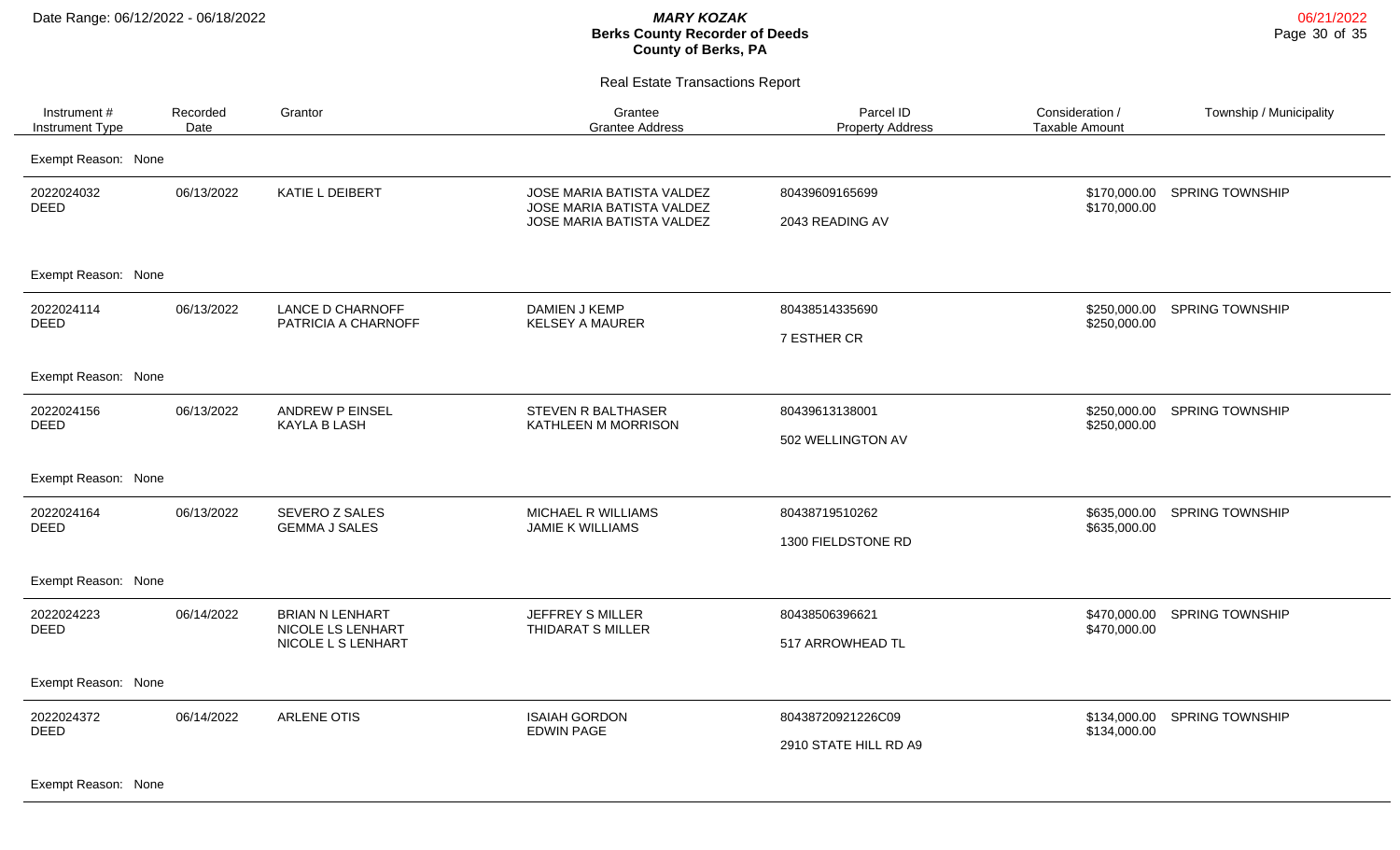# Berks County Recorder of Deeds
## County of Berks, PA

Date Range: 06/12/2022 - 06/18/2022

**MARY KOZAK**

### Real Estate Transactions Report

| Instrument # / Instrument Type | Recorded Date | Grantor | Grantee / Grantee Address | Parcel ID / Property Address | Consideration / Taxable Amount | Township / Municipality |
|---|---|---|---|---|---|---|
| Exempt Reason: None | | | | | | |
| 2022024032 DEED | 06/13/2022 | KATIE L DEIBERT | JOSE MARIA BATISTA VALDEZ JOSE MARIA BATISTA VALDEZ JOSE MARIA BATISTA VALDEZ | 80439609165699 2043 READING AV | $170,000.00 $170,000.00 | SPRING TOWNSHIP |
| Exempt Reason: None | | | | | | |
| 2022024114 DEED | 06/13/2022 | LANCE D CHARNOFF PATRICIA A CHARNOFF | DAMIEN J KEMP KELSEY A MAURER | 80438514335690 7 ESTHER CR | $250,000.00 $250,000.00 | SPRING TOWNSHIP |
| Exempt Reason: None | | | | | | |
| 2022024156 DEED | 06/13/2022 | ANDREW P EINSEL KAYLA B LASH | STEVEN R BALTHASER KATHLEEN M MORRISON | 80439613138001 502 WELLINGTON AV | $250,000.00 $250,000.00 | SPRING TOWNSHIP |
| Exempt Reason: None | | | | | | |
| 2022024164 DEED | 06/13/2022 | SEVERO Z SALES GEMMA J SALES | MICHAEL R WILLIAMS JAMIE K WILLIAMS | 80438719510262 1300 FIELDSTONE RD | $635,000.00 $635,000.00 | SPRING TOWNSHIP |
| Exempt Reason: None | | | | | | |
| 2022024223 DEED | 06/14/2022 | BRIAN N LENHART NICOLE LS LENHART NICOLE L S LENHART | JEFFREY S MILLER THIDARAT S MILLER | 80438506396621 517 ARROWHEAD TL | $470,000.00 $470,000.00 | SPRING TOWNSHIP |
| Exempt Reason: None | | | | | | |
| 2022024372 DEED | 06/14/2022 | ARLENE OTIS | ISAIAH GORDON EDWIN PAGE | 80438720921226C09 2910 STATE HILL RD A9 | $134,000.00 $134,000.00 | SPRING TOWNSHIP |
| Exempt Reason: None | | | | | | |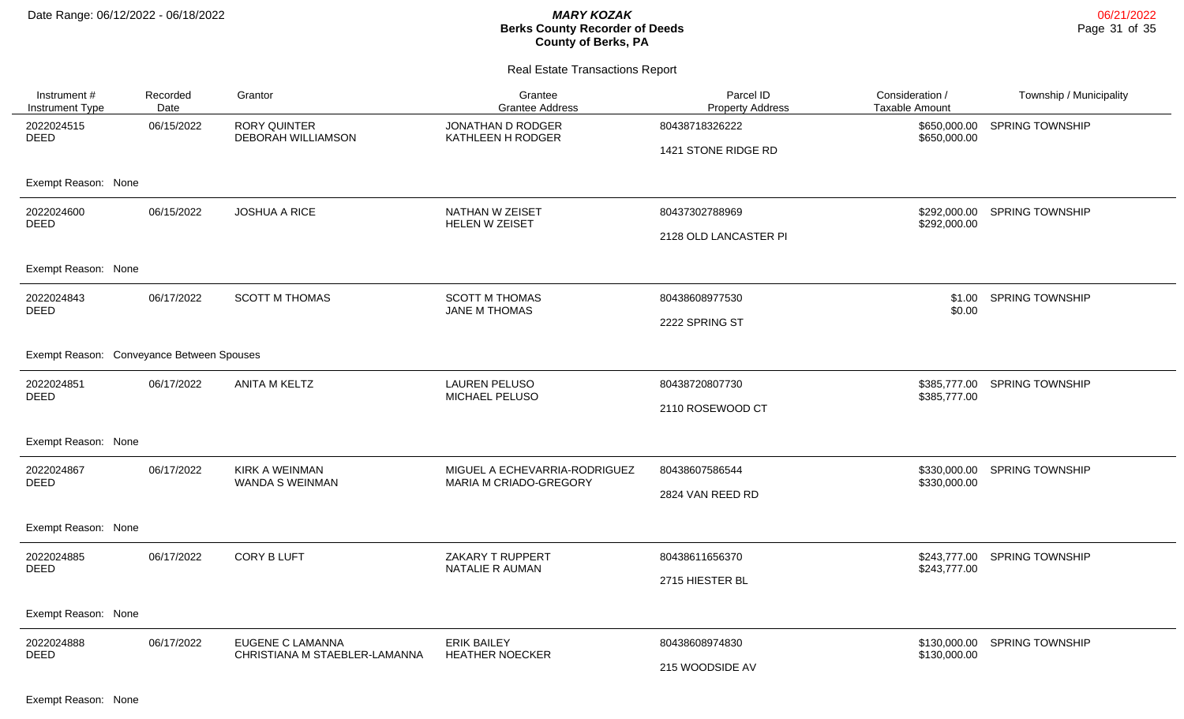# MARY KOZAK
## Berks County Recorder of Deeds
## County of Berks, PA

Date Range: 06/12/2022 - 06/18/2022

### Real Estate Transactions Report

| Instrument # / Instrument Type | Recorded Date | Grantor | Grantee / Grantee Address | Parcel ID / Property Address | Consideration / Taxable Amount | Township / Municipality |
|---|---|---|---|---|---|---|
| 2022024515 DEED | 06/15/2022 | RORY QUINTER<br>DEBORAH WILLIAMSON | JONATHAN D RODGER<br>KATHLEEN H RODGER | 80438718326222<br>1421 STONE RIDGE RD | $650,000.00<br>$650,000.00 | SPRING TOWNSHIP |
| Exempt Reason: None | | | | | | |
| 2022024600 DEED | 06/15/2022 | JOSHUA A RICE | NATHAN W ZEISET<br>HELEN W ZEISET | 80437302788969<br>2128 OLD LANCASTER PI | $292,000.00<br>$292,000.00 | SPRING TOWNSHIP |
| Exempt Reason: None | | | | | | |
| 2022024843 DEED | 06/17/2022 | SCOTT M THOMAS | SCOTT M THOMAS<br>JANE M THOMAS | 80438608977530<br>2222 SPRING ST | $1.00<br>$0.00 | SPRING TOWNSHIP |
| Exempt Reason: Conveyance Between Spouses | | | | | | |
| 2022024851 DEED | 06/17/2022 | ANITA M KELTZ | LAUREN PELUSO<br>MICHAEL PELUSO | 80438720807730<br>2110 ROSEWOOD CT | $385,777.00<br>$385,777.00 | SPRING TOWNSHIP |
| Exempt Reason: None | | | | | | |
| 2022024867 DEED | 06/17/2022 | KIRK A WEINMAN<br>WANDA S WEINMAN | MIGUEL A ECHEVARRIA-RODRIGUEZ<br>MARIA M CRIADO-GREGORY | 80438607586544<br>2824 VAN REED RD | $330,000.00<br>$330,000.00 | SPRING TOWNSHIP |
| Exempt Reason: None | | | | | | |
| 2022024885 DEED | 06/17/2022 | CORY B LUFT | ZAKARY T RUPPERT<br>NATALIE R AUMAN | 80438611656370<br>2715 HIESTER BL | $243,777.00<br>$243,777.00 | SPRING TOWNSHIP |
| Exempt Reason: None | | | | | | |
| 2022024888 DEED | 06/17/2022 | EUGENE C LAMANNA<br>CHRISTIANA M STAEBLER-LAMANNA | ERIK BAILEY<br>HEATHER NOECKER | 80438608974830<br>215 WOODSIDE AV | $130,000.00<br>$130,000.00 | SPRING TOWNSHIP |
| Exempt Reason: None | | | | | | |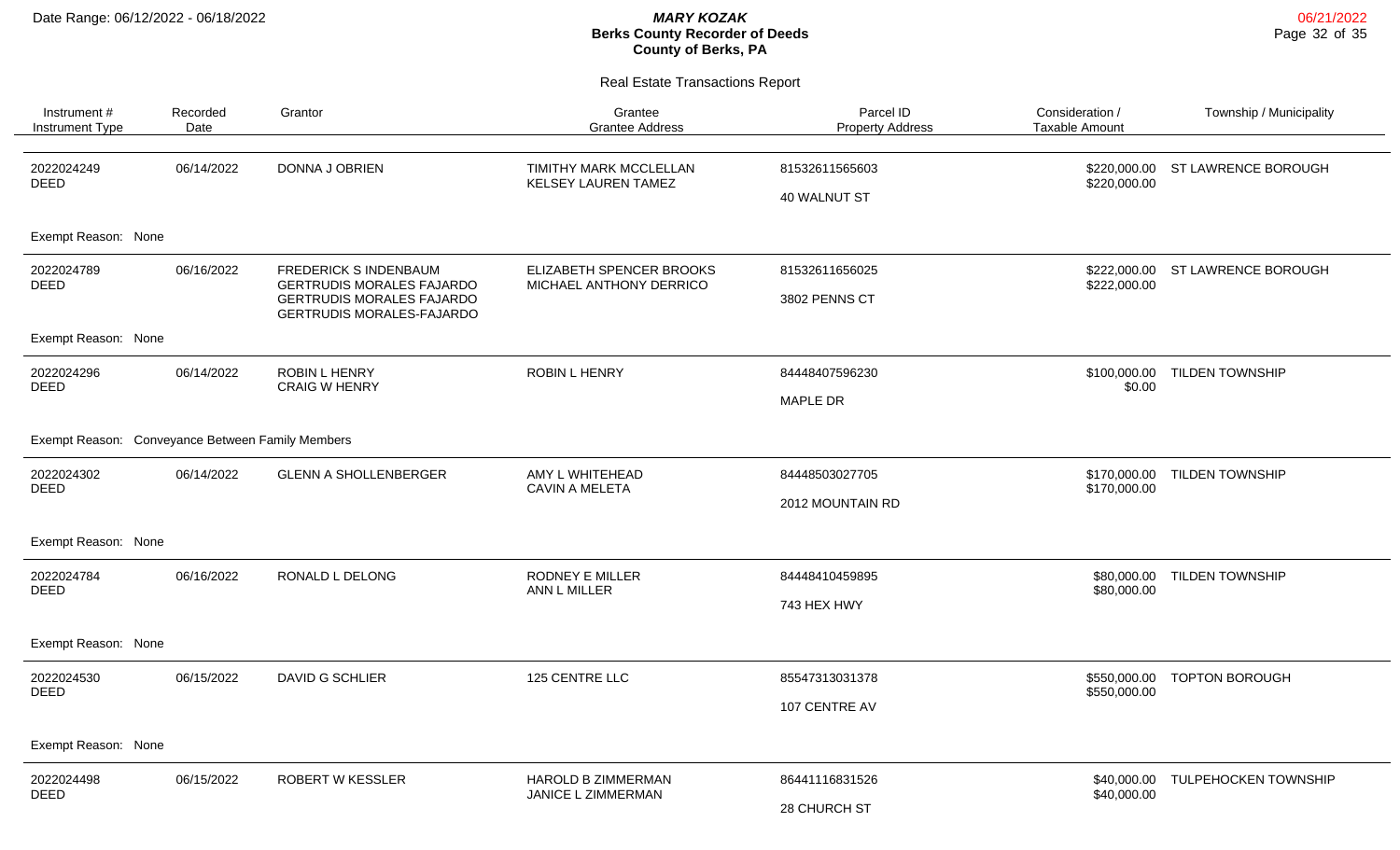Date Range: 06/12/2022 - 06/18/2022

# MARY KOZAK
## Berks County Recorder of Deeds
## County of Berks, PA

06/21/2022

### Real Estate Transactions Report

| Instrument # / Instrument Type | Recorded Date | Grantor | Grantee / Grantee Address | Parcel ID / Property Address | Consideration / Taxable Amount | Township / Municipality |
|---|---|---|---|---|---|---|
| 2022024249 DEED | 06/14/2022 | DONNA J OBRIEN | TIMITHY MARK MCCLELLAN<br>KELSEY LAUREN TAMEZ | 81532611565603<br>40 WALNUT ST | $220,000.00<br>$220,000.00 | ST LAWRENCE BOROUGH |
| Exempt Reason: None | | | | | | |
| 2022024789 DEED | 06/16/2022 | FREDERICK S INDENBAUM<br>GERTRUDIS MORALES FAJARDO<br>GERTRUDIS MORALES FAJARDO<br>GERTRUDIS MORALES-FAJARDO | ELIZABETH SPENCER BROOKS<br>MICHAEL ANTHONY DERRICO | 81532611656025<br>3802 PENNS CT | $222,000.00<br>$222,000.00 | ST LAWRENCE BOROUGH |
| Exempt Reason: None | | | | | | |
| 2022024296 DEED | 06/14/2022 | ROBIN L HENRY<br>CRAIG W HENRY | ROBIN L HENRY | 84448407596230<br>MAPLE DR | $100,000.00<br>$0.00 | TILDEN TOWNSHIP |
| Exempt Reason: Conveyance Between Family Members | | | | | | |
| 2022024302 DEED | 06/14/2022 | GLENN A SHOLLENBERGER | AMY L WHITEHEAD<br>CAVIN A MELETA | 84448503027705<br>2012 MOUNTAIN RD | $170,000.00<br>$170,000.00 | TILDEN TOWNSHIP |
| Exempt Reason: None | | | | | | |
| 2022024784 DEED | 06/16/2022 | RONALD L DELONG | RODNEY E MILLER<br>ANN L MILLER | 84448410459895<br>743 HEX HWY | $80,000.00<br>$80,000.00 | TILDEN TOWNSHIP |
| Exempt Reason: None | | | | | | |
| 2022024530 DEED | 06/15/2022 | DAVID G SCHLIER | 125 CENTRE LLC | 85547313031378<br>107 CENTRE AV | $550,000.00<br>$550,000.00 | TOPTON BOROUGH |
| Exempt Reason: None | | | | | | |
| 2022024498 DEED | 06/15/2022 | ROBERT W KESSLER | HAROLD B ZIMMERMAN<br>JANICE L ZIMMERMAN | 86441116831526<br>28 CHURCH ST | $40,000.00<br>$40,000.00 | TULPEHOCKEN TOWNSHIP |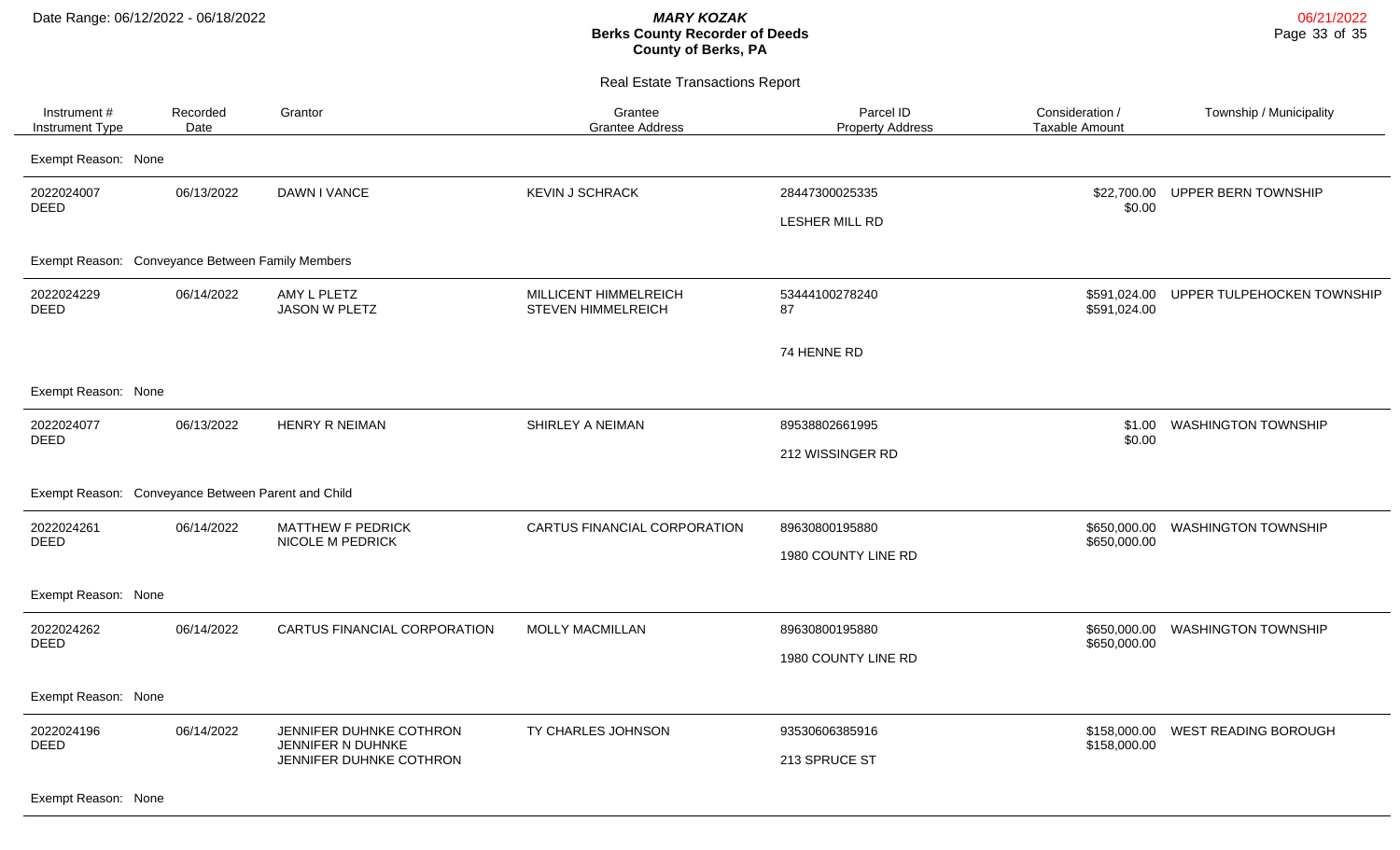Date Range: 06/12/2022 - 06/18/2022

**MARY KOZAK**
**Berks County Recorder of Deeds**
**County of Berks, PA**

Real Estate Transactions Report

| Instrument # / Instrument Type | Recorded Date | Grantor | Grantee / Grantee Address | Parcel ID / Property Address | Consideration / Taxable Amount | Township / Municipality |
|---|---|---|---|---|---|---|
| Exempt Reason: None | | | | | | |
| 2022024007 DEED | 06/13/2022 | DAWN I VANCE | KEVIN J SCHRACK | 28447300025335 LESHER MILL RD | \$22,700.00 \$0.00 | UPPER BERN TOWNSHIP |
| Exempt Reason: Conveyance Between Family Members | | | | | | |
| 2022024229 DEED | 06/14/2022 | AMY L PLETZ JASON W PLETZ | MILLICENT HIMMELREICH STEVEN HIMMELREICH | 53444100278240 87 74 HENNE RD | \$591,024.00 \$591,024.00 | UPPER TULPEHOCKEN TOWNSHIP |
| Exempt Reason: None | | | | | | |
| 2022024077 DEED | 06/13/2022 | HENRY R NEIMAN | SHIRLEY A NEIMAN | 89538802661995 212 WISSINGER RD | \$1.00 \$0.00 | WASHINGTON TOWNSHIP |
| Exempt Reason: Conveyance Between Parent and Child | | | | | | |
| 2022024261 DEED | 06/14/2022 | MATTHEW F PEDRICK NICOLE M PEDRICK | CARTUS FINANCIAL CORPORATION | 89630800195880 1980 COUNTY LINE RD | \$650,000.00 \$650,000.00 | WASHINGTON TOWNSHIP |
| Exempt Reason: None | | | | | | |
| 2022024262 DEED | 06/14/2022 | CARTUS FINANCIAL CORPORATION | MOLLY MACMILLAN | 89630800195880 1980 COUNTY LINE RD | \$650,000.00 \$650,000.00 | WASHINGTON TOWNSHIP |
| Exempt Reason: None | | | | | | |
| 2022024196 DEED | 06/14/2022 | JENNIFER DUHNKE COTHRON JENNIFER N DUHNKE JENNIFER DUHNKE COTHRON | TY CHARLES JOHNSON | 93530606385916 213 SPRUCE ST | \$158,000.00 \$158,000.00 | WEST READING BOROUGH |
| Exempt Reason: None | | | | | | |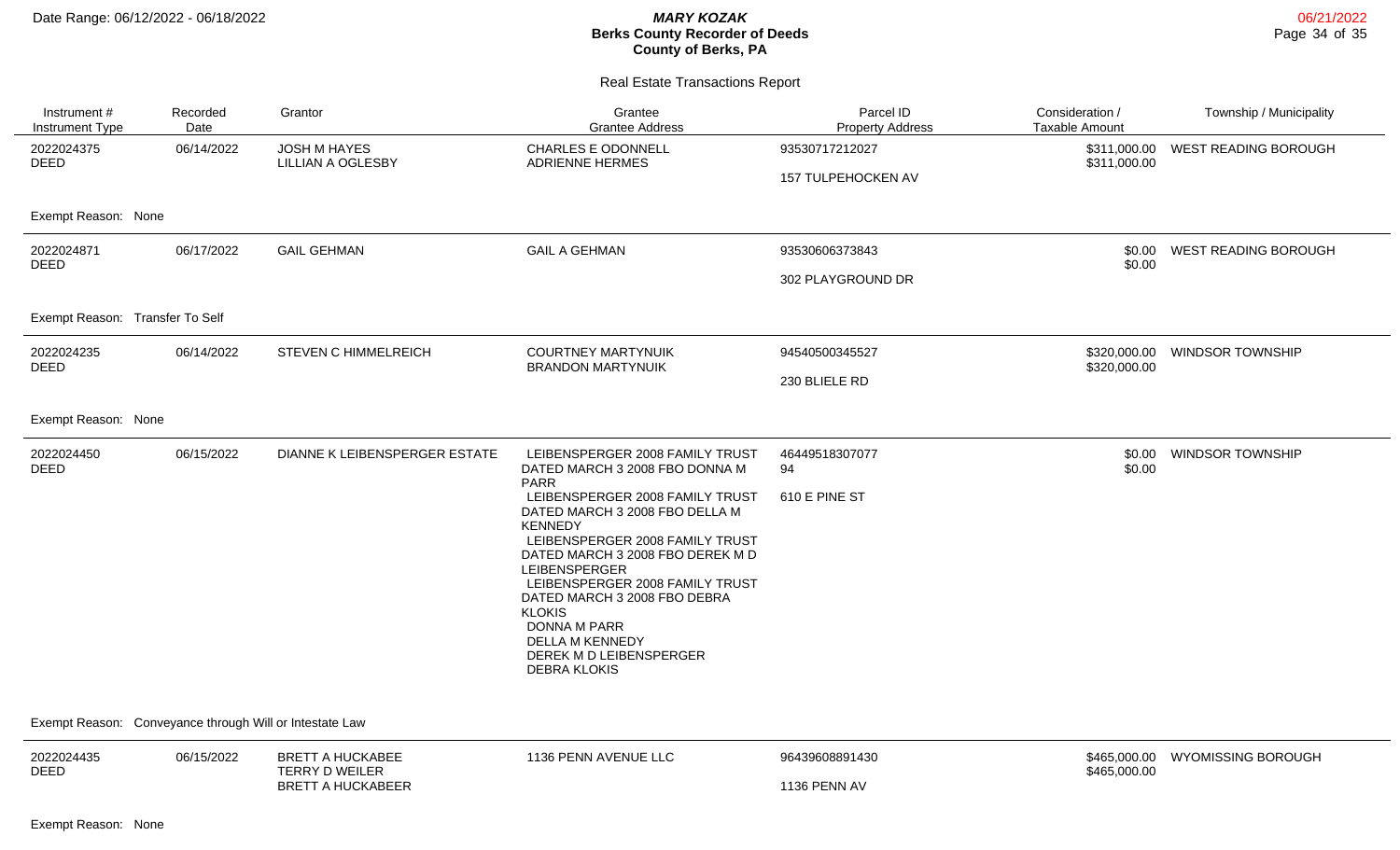# MARY KOZAK
## Berks County Recorder of Deeds
## County of Berks, PA

Date Range: 06/12/2022 - 06/18/2022

06/21/2022

### Real Estate Transactions Report

| Instrument # / Instrument Type | Recorded Date | Grantor | Grantee / Grantee Address | Parcel ID / Property Address | Consideration / Taxable Amount | Township / Municipality |
|---|---|---|---|---|---|---|
| 2022024375 DEED | 06/14/2022 | JOSH M HAYES<br>LILLIAN A OGLESBY | CHARLES E ODONNELL<br>ADRIENNE HERMES | 93530717212027<br>157 TULPEHOCKEN AV | \$311,000.00<br>\$311,000.00 | WEST READING BOROUGH |
| Exempt Reason: None | | | | | | |
| 2022024871 DEED | 06/17/2022 | GAIL GEHMAN | GAIL A GEHMAN | 93530606373843<br>302 PLAYGROUND DR | \$0.00<br>\$0.00 | WEST READING BOROUGH |
| Exempt Reason: Transfer To Self | | | | | | |
| 2022024235 DEED | 06/14/2022 | STEVEN C HIMMELREICH | COURTNEY MARTYNUIK<br>BRANDON MARTYNUIK | 94540500345527<br>230 BLIELE RD | \$320,000.00<br>\$320,000.00 | WINDSOR TOWNSHIP |
| Exempt Reason: None | | | | | | |
| 2022024450 DEED | 06/15/2022 | DIANNE K LEIBENSPERGER ESTATE | LEIBENSPERGER 2008 FAMILY TRUST DATED MARCH 3 2008 FBO DONNA M PARR<br>LEIBENSPERGER 2008 FAMILY TRUST DATED MARCH 3 2008 FBO DELLA M KENNEDY<br>LEIBENSPERGER 2008 FAMILY TRUST DATED MARCH 3 2008 FBO DEREK M D LEIBENSPERGER<br>LEIBENSPERGER 2008 FAMILY TRUST DATED MARCH 3 2008 FBO DEBRA KLOKIS<br>DONNA M PARR<br>DELLA M KENNEDY<br>DEREK M D LEIBENSPERGER<br>DEBRA KLOKIS | 46449518307077<br>94<br>610 E PINE ST | \$0.00<br>\$0.00 | WINDSOR TOWNSHIP |
| Exempt Reason: Conveyance through Will or Intestate Law | | | | | | |
| 2022024435 DEED | 06/15/2022 | BRETT A HUCKABEE<br>TERRY D WEILER<br>BRETT A HUCKABEER | 1136 PENN AVENUE LLC | 96439608891430<br>1136 PENN AV | \$465,000.00<br>\$465,000.00 | WYOMISSING BOROUGH |
| Exempt Reason: None | | | | | | |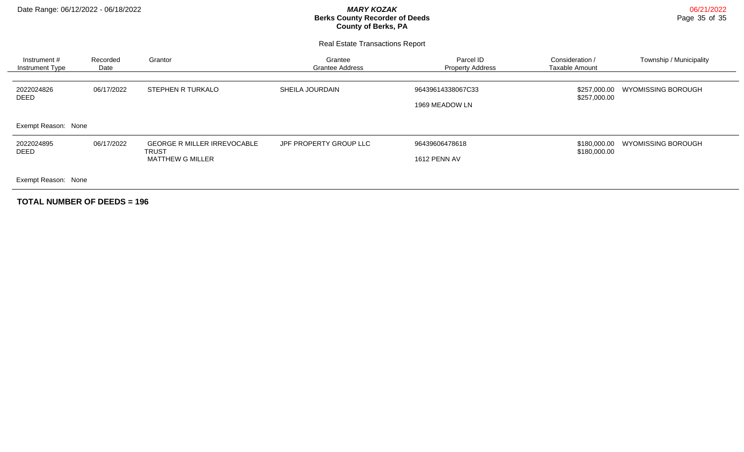Date Range: 06/12/2022 - 06/18/2022

***MARY KOZAK***
**Berks County Recorder of Deeds**
**County of Berks, PA**

06/21/2022

Real Estate Transactions Report

| Instrument # / Instrument Type | Recorded Date | Grantor | Grantee / Grantee Address | Parcel ID / Property Address | Consideration / Taxable Amount | Township / Municipality |
|---|---|---|---|---|---|---|
| 2022024826 DEED | 06/17/2022 | STEPHEN R TURKALO | SHEILA JOURDAIN | 96439614338067C33 1969 MEADOW LN | \$257,000.00 \$257,000.00 | WYOMISSING BOROUGH |
| Exempt Reason: None | | | | | | |
| 2022024895 DEED | 06/17/2022 | GEORGE R MILLER IRREVOCABLE TRUST MATTHEW G MILLER | JPF PROPERTY GROUP LLC | 96439606478618 1612 PENN AV | \$180,000.00 \$180,000.00 | WYOMISSING BOROUGH |
| Exempt Reason: None | | | | | | |

**TOTAL NUMBER OF DEEDS = 196**